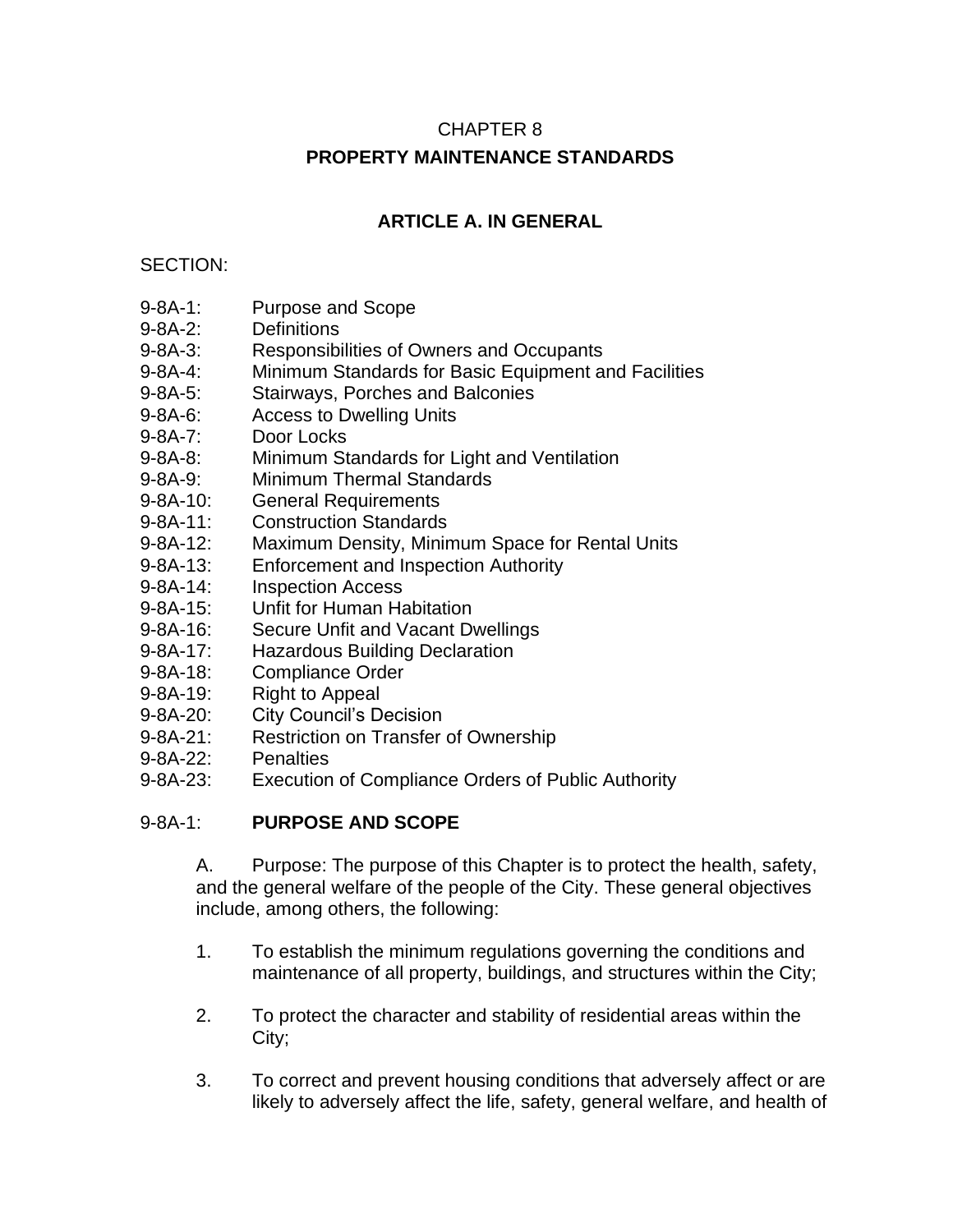# CHAPTER 8

# PROPERTY MAINTENANCE STANDARDS

## ARTICLE A. IN GENERAL

SECTION:

9-8A-1: Purpose and Scope
9-8A-2: Definitions
9-8A-3: Responsibilities of Owners and Occupants
9-8A-4: Minimum Standards for Basic Equipment and Facilities
9-8A-5: Stairways, Porches and Balconies
9-8A-6: Access to Dwelling Units
9-8A-7: Door Locks
9-8A-8: Minimum Standards for Light and Ventilation
9-8A-9: Minimum Thermal Standards
9-8A-10: General Requirements
9-8A-11: Construction Standards
9-8A-12: Maximum Density, Minimum Space for Rental Units
9-8A-13: Enforcement and Inspection Authority
9-8A-14: Inspection Access
9-8A-15: Unfit for Human Habitation
9-8A-16: Secure Unfit and Vacant Dwellings
9-8A-17: Hazardous Building Declaration
9-8A-18: Compliance Order
9-8A-19: Right to Appeal
9-8A-20: City Council's Decision
9-8A-21: Restriction on Transfer of Ownership
9-8A-22: Penalties
9-8A-23: Execution of Compliance Orders of Public Authority

### 9-8A-1: PURPOSE AND SCOPE

A. Purpose: The purpose of this Chapter is to protect the health, safety, and the general welfare of the people of the City. These general objectives include, among others, the following:

1. To establish the minimum regulations governing the conditions and maintenance of all property, buildings, and structures within the City;

2. To protect the character and stability of residential areas within the City;

3. To correct and prevent housing conditions that adversely affect or are likely to adversely affect the life, safety, general welfare, and health of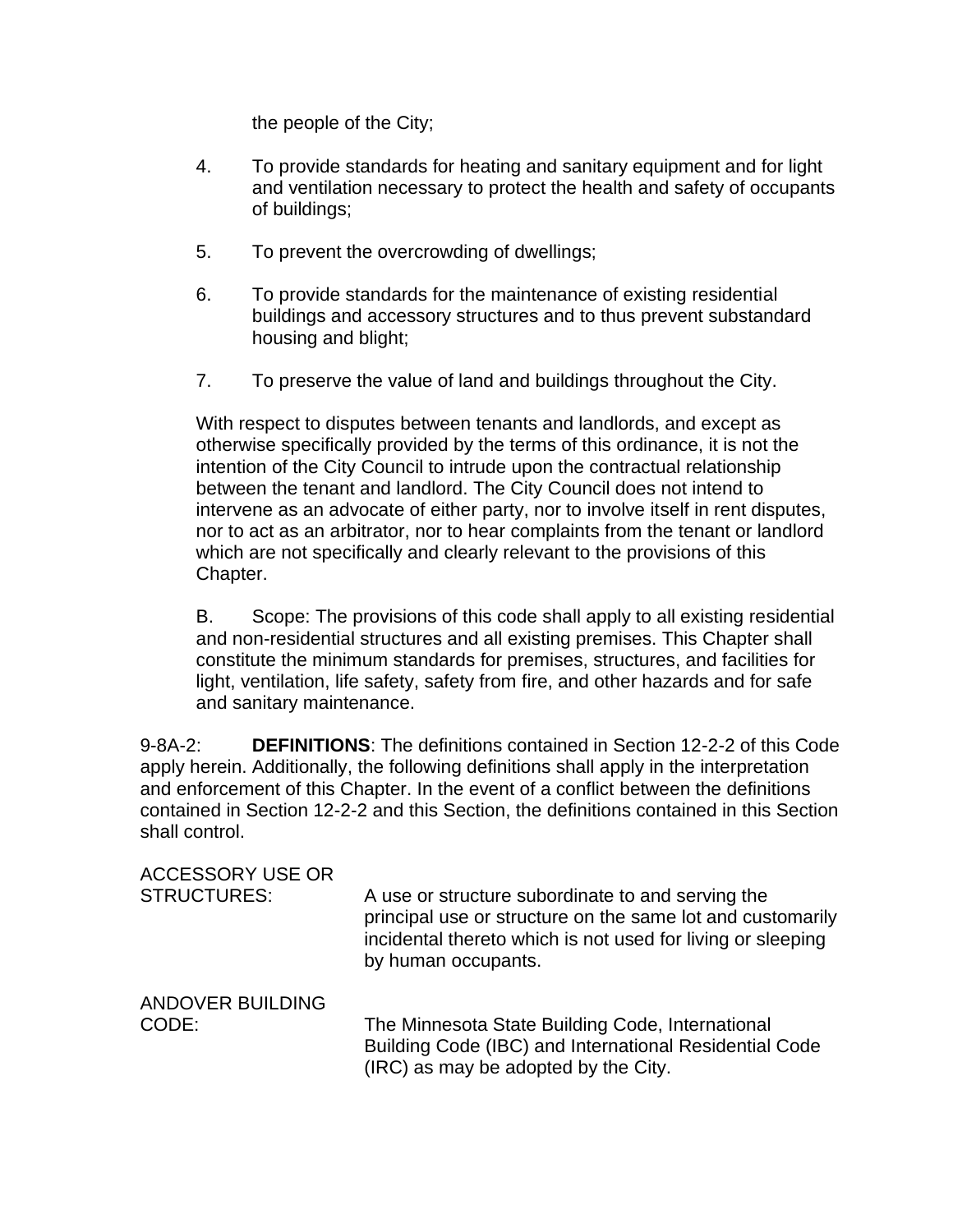the people of the City;

4. To provide standards for heating and sanitary equipment and for light and ventilation necessary to protect the health and safety of occupants of buildings;

5. To prevent the overcrowding of dwellings;

6. To provide standards for the maintenance of existing residential buildings and accessory structures and to thus prevent substandard housing and blight;

7. To preserve the value of land and buildings throughout the City.

With respect to disputes between tenants and landlords, and except as otherwise specifically provided by the terms of this ordinance, it is not the intention of the City Council to intrude upon the contractual relationship between the tenant and landlord. The City Council does not intend to intervene as an advocate of either party, nor to involve itself in rent disputes, nor to act as an arbitrator, nor to hear complaints from the tenant or landlord which are not specifically and clearly relevant to the provisions of this Chapter.

B. Scope: The provisions of this code shall apply to all existing residential and non-residential structures and all existing premises. This Chapter shall constitute the minimum standards for premises, structures, and facilities for light, ventilation, life safety, safety from fire, and other hazards and for safe and sanitary maintenance.

9-8A-2: **DEFINITIONS**: The definitions contained in Section 12-2-2 of this Code apply herein. Additionally, the following definitions shall apply in the interpretation and enforcement of this Chapter. In the event of a conflict between the definitions contained in Section 12-2-2 and this Section, the definitions contained in this Section shall control.

ACCESSORY USE OR STRUCTURES: A use or structure subordinate to and serving the principal use or structure on the same lot and customarily incidental thereto which is not used for living or sleeping by human occupants.

ANDOVER BUILDING CODE: The Minnesota State Building Code, International Building Code (IBC) and International Residential Code (IRC) as may be adopted by the City.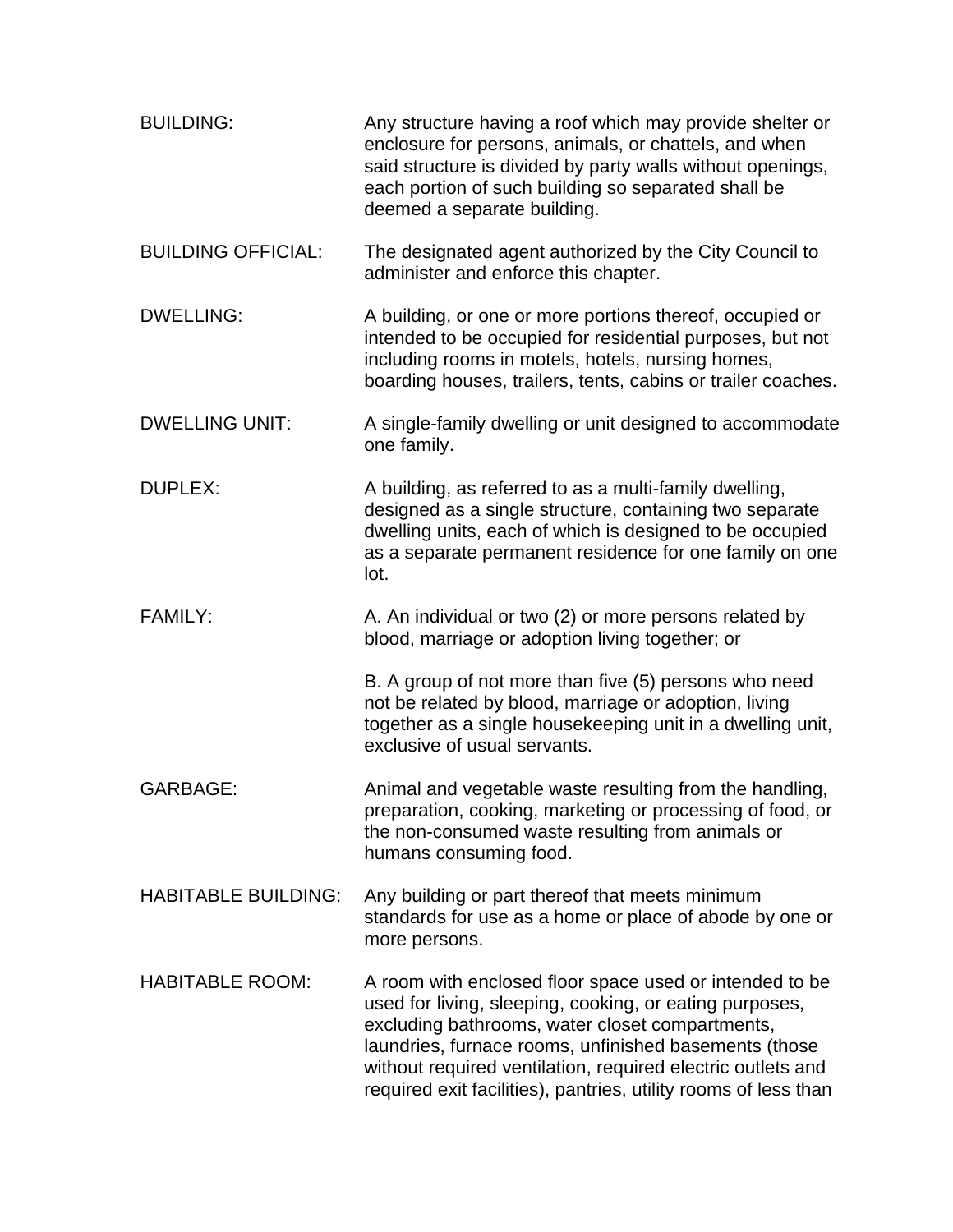**BUILDING:** Any structure having a roof which may provide shelter or enclosure for persons, animals, or chattels, and when said structure is divided by party walls without openings, each portion of such building so separated shall be deemed a separate building.

**BUILDING OFFICIAL:** The designated agent authorized by the City Council to administer and enforce this chapter.

**DWELLING:** A building, or one or more portions thereof, occupied or intended to be occupied for residential purposes, but not including rooms in motels, hotels, nursing homes, boarding houses, trailers, tents, cabins or trailer coaches.

**DWELLING UNIT:** A single-family dwelling or unit designed to accommodate one family.

**DUPLEX:** A building, as referred to as a multi-family dwelling, designed as a single structure, containing two separate dwelling units, each of which is designed to be occupied as a separate permanent residence for one family on one lot.

**FAMILY:**

A. An individual or two (2) or more persons related by blood, marriage or adoption living together; or

B. A group of not more than five (5) persons who need not be related by blood, marriage or adoption, living together as a single housekeeping unit in a dwelling unit, exclusive of usual servants.

**GARBAGE:** Animal and vegetable waste resulting from the handling, preparation, cooking, marketing or processing of food, or the non-consumed waste resulting from animals or humans consuming food.

**HABITABLE BUILDING:** Any building or part thereof that meets minimum standards for use as a home or place of abode by one or more persons.

**HABITABLE ROOM:** A room with enclosed floor space used or intended to be used for living, sleeping, cooking, or eating purposes, excluding bathrooms, water closet compartments, laundries, furnace rooms, unfinished basements (those without required ventilation, required electric outlets and required exit facilities), pantries, utility rooms of less than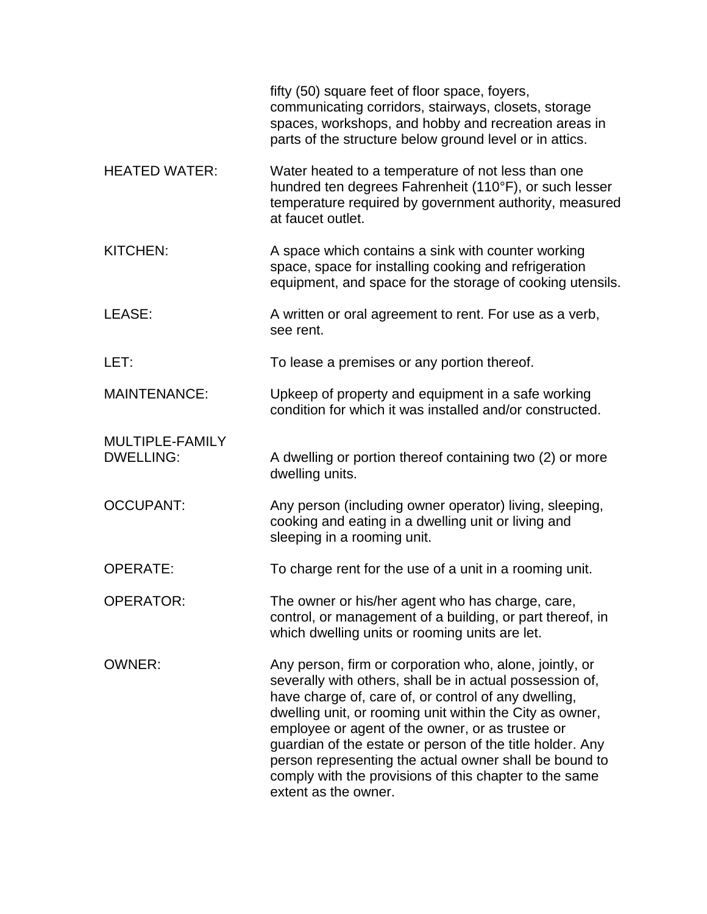fifty (50) square feet of floor space, foyers, communicating corridors, stairways, closets, storage spaces, workshops, and hobby and recreation areas in parts of the structure below ground level or in attics.

**HEATED WATER:** Water heated to a temperature of not less than one hundred ten degrees Fahrenheit (110°F), or such lesser temperature required by government authority, measured at faucet outlet.

**KITCHEN:** A space which contains a sink with counter working space, space for installing cooking and refrigeration equipment, and space for the storage of cooking utensils.

**LEASE:** A written or oral agreement to rent. For use as a verb, see rent.

**LET:** To lease a premises or any portion thereof.

**MAINTENANCE:** Upkeep of property and equipment in a safe working condition for which it was installed and/or constructed.

**MULTIPLE-FAMILY DWELLING:** A dwelling or portion thereof containing two (2) or more dwelling units.

**OCCUPANT:** Any person (including owner operator) living, sleeping, cooking and eating in a dwelling unit or living and sleeping in a rooming unit.

**OPERATE:** To charge rent for the use of a unit in a rooming unit.

**OPERATOR:** The owner or his/her agent who has charge, care, control, or management of a building, or part thereof, in which dwelling units or rooming units are let.

**OWNER:** Any person, firm or corporation who, alone, jointly, or severally with others, shall be in actual possession of, have charge of, care of, or control of any dwelling, dwelling unit, or rooming unit within the City as owner, employee or agent of the owner, or as trustee or guardian of the estate or person of the title holder. Any person representing the actual owner shall be bound to comply with the provisions of this chapter to the same extent as the owner.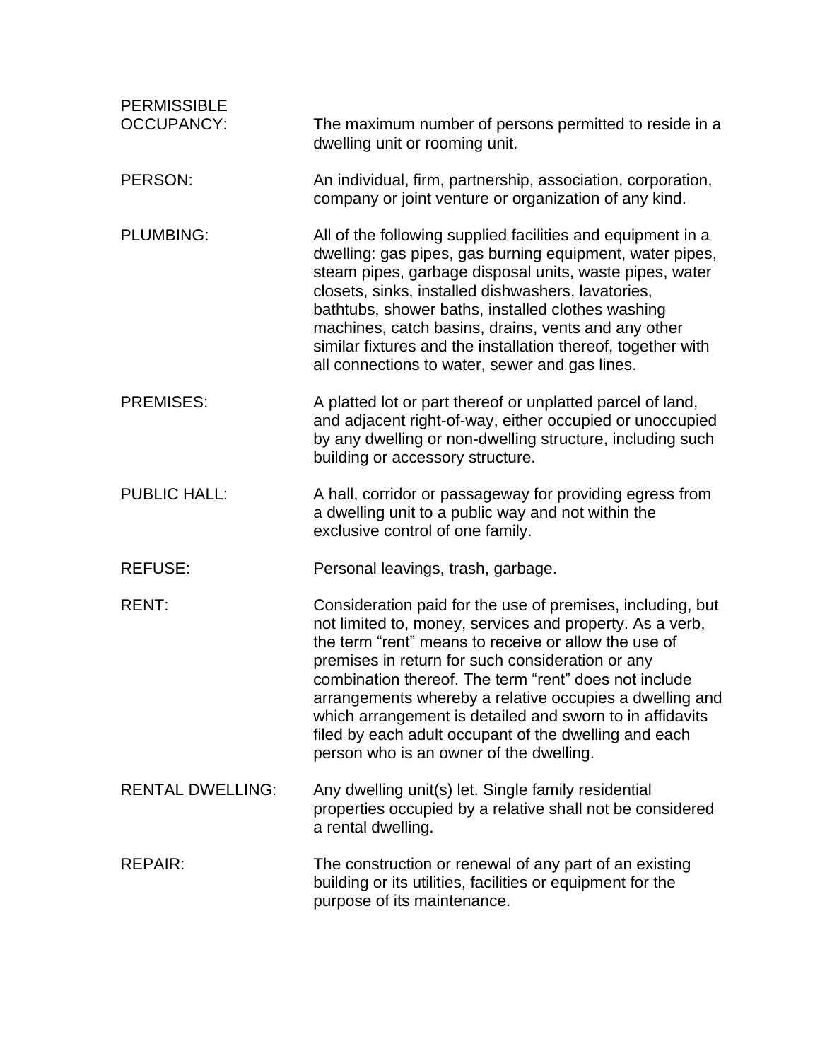PERMISSIBLE OCCUPANCY: The maximum number of persons permitted to reside in a dwelling unit or rooming unit.

PERSON: An individual, firm, partnership, association, corporation, company or joint venture or organization of any kind.

PLUMBING: All of the following supplied facilities and equipment in a dwelling: gas pipes, gas burning equipment, water pipes, steam pipes, garbage disposal units, waste pipes, water closets, sinks, installed dishwashers, lavatories, bathtubs, shower baths, installed clothes washing machines, catch basins, drains, vents and any other similar fixtures and the installation thereof, together with all connections to water, sewer and gas lines.

PREMISES: A platted lot or part thereof or unplatted parcel of land, and adjacent right-of-way, either occupied or unoccupied by any dwelling or non-dwelling structure, including such building or accessory structure.

PUBLIC HALL: A hall, corridor or passageway for providing egress from a dwelling unit to a public way and not within the exclusive control of one family.

REFUSE: Personal leavings, trash, garbage.

RENT: Consideration paid for the use of premises, including, but not limited to, money, services and property. As a verb, the term "rent" means to receive or allow the use of premises in return for such consideration or any combination thereof. The term "rent" does not include arrangements whereby a relative occupies a dwelling and which arrangement is detailed and sworn to in affidavits filed by each adult occupant of the dwelling and each person who is an owner of the dwelling.

RENTAL DWELLING: Any dwelling unit(s) let. Single family residential properties occupied by a relative shall not be considered a rental dwelling.

REPAIR: The construction or renewal of any part of an existing building or its utilities, facilities or equipment for the purpose of its maintenance.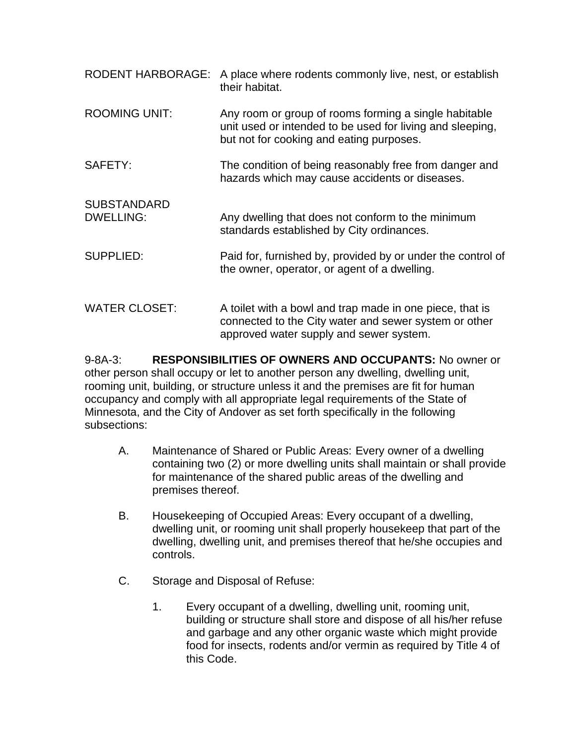RODENT HARBORAGE: A place where rodents commonly live, nest, or establish their habitat.

ROOMING UNIT: Any room or group of rooms forming a single habitable unit used or intended to be used for living and sleeping, but not for cooking and eating purposes.

SAFETY: The condition of being reasonably free from danger and hazards which may cause accidents or diseases.

SUBSTANDARD DWELLING: Any dwelling that does not conform to the minimum standards established by City ordinances.

SUPPLIED: Paid for, furnished by, provided by or under the control of the owner, operator, or agent of a dwelling.

WATER CLOSET: A toilet with a bowl and trap made in one piece, that is connected to the City water and sewer system or other approved water supply and sewer system.

9-8A-3: **RESPONSIBILITIES OF OWNERS AND OCCUPANTS:** No owner or other person shall occupy or let to another person any dwelling, dwelling unit, rooming unit, building, or structure unless it and the premises are fit for human occupancy and comply with all appropriate legal requirements of the State of Minnesota, and the City of Andover as set forth specifically in the following subsections:

A. Maintenance of Shared or Public Areas: Every owner of a dwelling containing two (2) or more dwelling units shall maintain or shall provide for maintenance of the shared public areas of the dwelling and premises thereof.

B. Housekeeping of Occupied Areas: Every occupant of a dwelling, dwelling unit, or rooming unit shall properly housekeep that part of the dwelling, dwelling unit, and premises thereof that he/she occupies and controls.

C. Storage and Disposal of Refuse:

   1. Every occupant of a dwelling, dwelling unit, rooming unit, building or structure shall store and dispose of all his/her refuse and garbage and any other organic waste which might provide food for insects, rodents and/or vermin as required by Title 4 of this Code.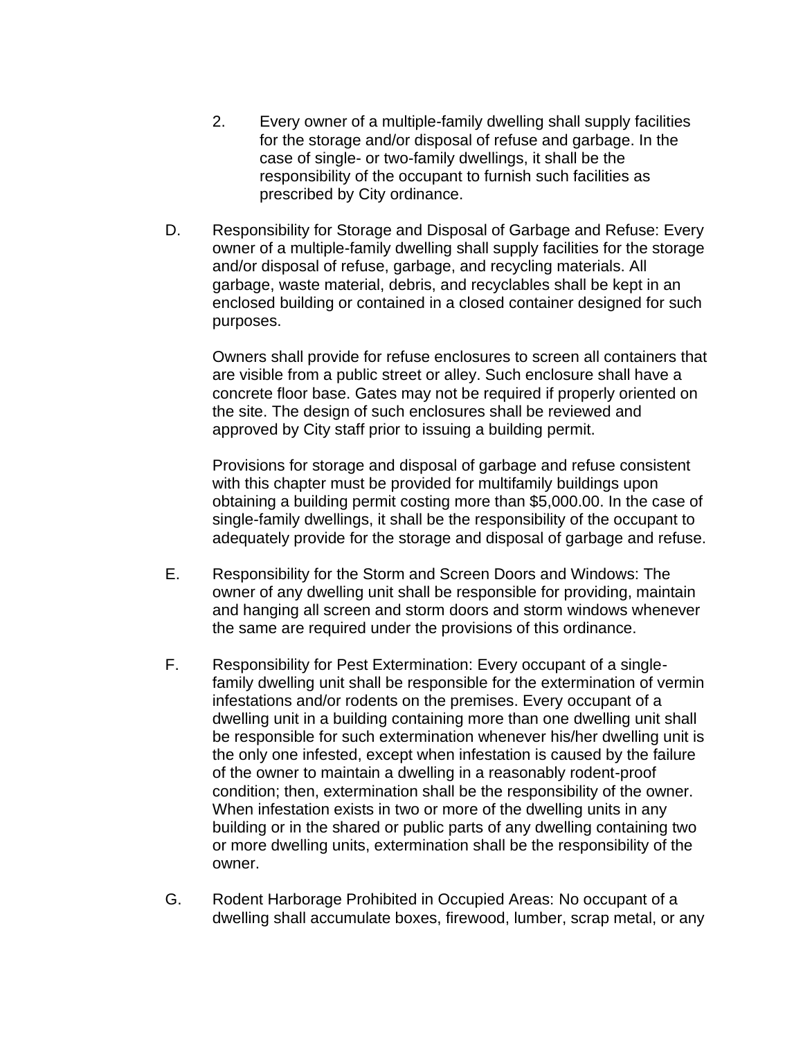2. Every owner of a multiple-family dwelling shall supply facilities for the storage and/or disposal of refuse and garbage. In the case of single- or two-family dwellings, it shall be the responsibility of the occupant to furnish such facilities as prescribed by City ordinance.

D. Responsibility for Storage and Disposal of Garbage and Refuse: Every owner of a multiple-family dwelling shall supply facilities for the storage and/or disposal of refuse, garbage, and recycling materials. All garbage, waste material, debris, and recyclables shall be kept in an enclosed building or contained in a closed container designed for such purposes.

   Owners shall provide for refuse enclosures to screen all containers that are visible from a public street or alley. Such enclosure shall have a concrete floor base. Gates may not be required if properly oriented on the site. The design of such enclosures shall be reviewed and approved by City staff prior to issuing a building permit.

   Provisions for storage and disposal of garbage and refuse consistent with this chapter must be provided for multifamily buildings upon obtaining a building permit costing more than $5,000.00. In the case of single-family dwellings, it shall be the responsibility of the occupant to adequately provide for the storage and disposal of garbage and refuse.

E. Responsibility for the Storm and Screen Doors and Windows: The owner of any dwelling unit shall be responsible for providing, maintain and hanging all screen and storm doors and storm windows whenever the same are required under the provisions of this ordinance.

F. Responsibility for Pest Extermination: Every occupant of a single-family dwelling unit shall be responsible for the extermination of vermin infestations and/or rodents on the premises. Every occupant of a dwelling unit in a building containing more than one dwelling unit shall be responsible for such extermination whenever his/her dwelling unit is the only one infested, except when infestation is caused by the failure of the owner to maintain a dwelling in a reasonably rodent-proof condition; then, extermination shall be the responsibility of the owner. When infestation exists in two or more of the dwelling units in any building or in the shared or public parts of any dwelling containing two or more dwelling units, extermination shall be the responsibility of the owner.

G. Rodent Harborage Prohibited in Occupied Areas: No occupant of a dwelling shall accumulate boxes, firewood, lumber, scrap metal, or any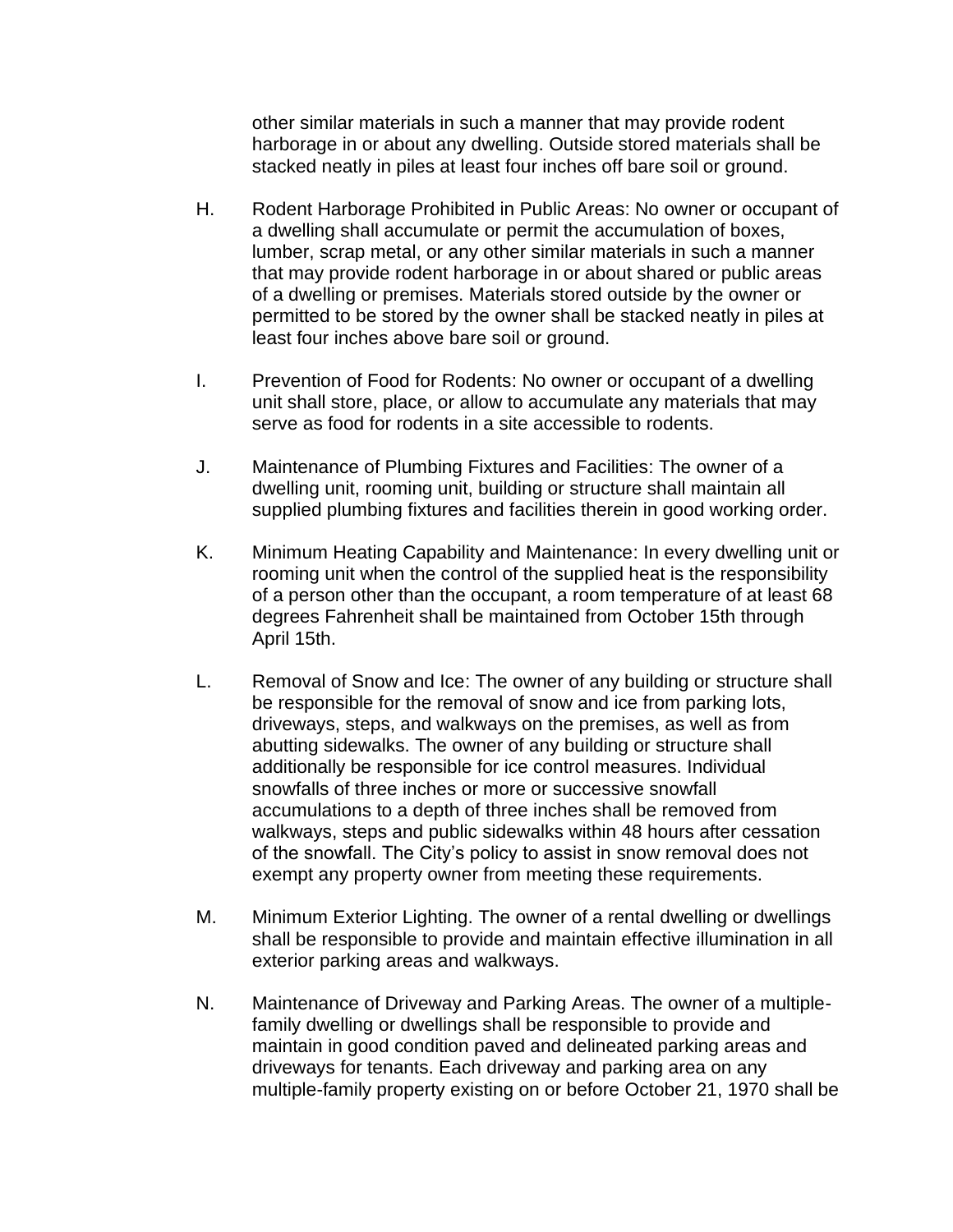other similar materials in such a manner that may provide rodent harborage in or about any dwelling. Outside stored materials shall be stacked neatly in piles at least four inches off bare soil or ground.

H. Rodent Harborage Prohibited in Public Areas: No owner or occupant of a dwelling shall accumulate or permit the accumulation of boxes, lumber, scrap metal, or any other similar materials in such a manner that may provide rodent harborage in or about shared or public areas of a dwelling or premises. Materials stored outside by the owner or permitted to be stored by the owner shall be stacked neatly in piles at least four inches above bare soil or ground.

I. Prevention of Food for Rodents: No owner or occupant of a dwelling unit shall store, place, or allow to accumulate any materials that may serve as food for rodents in a site accessible to rodents.

J. Maintenance of Plumbing Fixtures and Facilities: The owner of a dwelling unit, rooming unit, building or structure shall maintain all supplied plumbing fixtures and facilities therein in good working order.

K. Minimum Heating Capability and Maintenance: In every dwelling unit or rooming unit when the control of the supplied heat is the responsibility of a person other than the occupant, a room temperature of at least 68 degrees Fahrenheit shall be maintained from October 15th through April 15th.

L. Removal of Snow and Ice: The owner of any building or structure shall be responsible for the removal of snow and ice from parking lots, driveways, steps, and walkways on the premises, as well as from abutting sidewalks. The owner of any building or structure shall additionally be responsible for ice control measures. Individual snowfalls of three inches or more or successive snowfall accumulations to a depth of three inches shall be removed from walkways, steps and public sidewalks within 48 hours after cessation of the snowfall. The City's policy to assist in snow removal does not exempt any property owner from meeting these requirements.

M. Minimum Exterior Lighting. The owner of a rental dwelling or dwellings shall be responsible to provide and maintain effective illumination in all exterior parking areas and walkways.

N. Maintenance of Driveway and Parking Areas. The owner of a multiple-family dwelling or dwellings shall be responsible to provide and maintain in good condition paved and delineated parking areas and driveways for tenants. Each driveway and parking area on any multiple-family property existing on or before October 21, 1970 shall be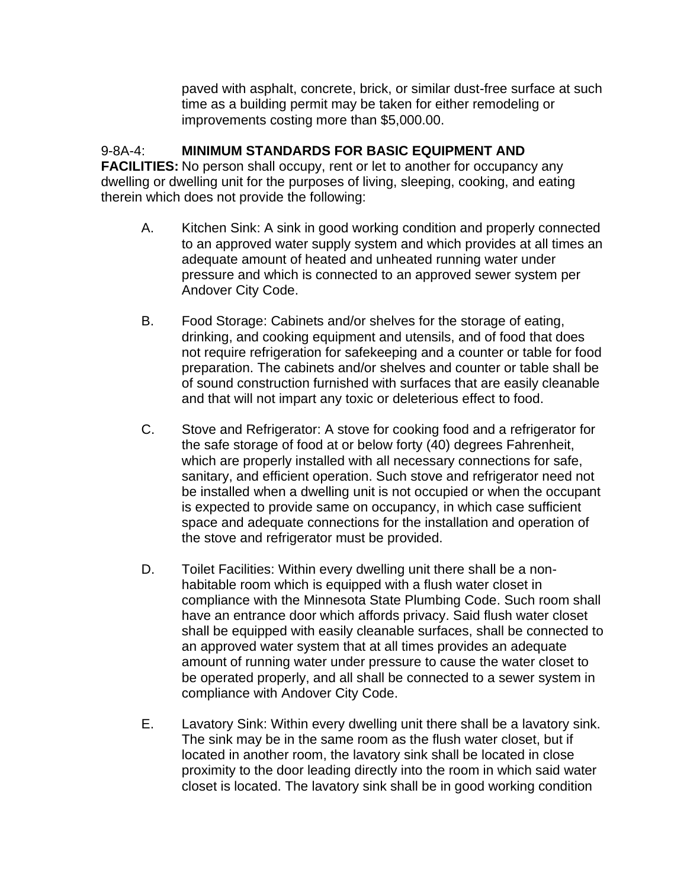paved with asphalt, concrete, brick, or similar dust-free surface at such time as a building permit may be taken for either remodeling or improvements costing more than $5,000.00.

9-8A-4: **MINIMUM STANDARDS FOR BASIC EQUIPMENT AND FACILITIES:** No person shall occupy, rent or let to another for occupancy any dwelling or dwelling unit for the purposes of living, sleeping, cooking, and eating therein which does not provide the following:

A. Kitchen Sink: A sink in good working condition and properly connected to an approved water supply system and which provides at all times an adequate amount of heated and unheated running water under pressure and which is connected to an approved sewer system per Andover City Code.

B. Food Storage: Cabinets and/or shelves for the storage of eating, drinking, and cooking equipment and utensils, and of food that does not require refrigeration for safekeeping and a counter or table for food preparation. The cabinets and/or shelves and counter or table shall be of sound construction furnished with surfaces that are easily cleanable and that will not impart any toxic or deleterious effect to food.

C. Stove and Refrigerator: A stove for cooking food and a refrigerator for the safe storage of food at or below forty (40) degrees Fahrenheit, which are properly installed with all necessary connections for safe, sanitary, and efficient operation. Such stove and refrigerator need not be installed when a dwelling unit is not occupied or when the occupant is expected to provide same on occupancy, in which case sufficient space and adequate connections for the installation and operation of the stove and refrigerator must be provided.

D. Toilet Facilities: Within every dwelling unit there shall be a non-habitable room which is equipped with a flush water closet in compliance with the Minnesota State Plumbing Code. Such room shall have an entrance door which affords privacy. Said flush water closet shall be equipped with easily cleanable surfaces, shall be connected to an approved water system that at all times provides an adequate amount of running water under pressure to cause the water closet to be operated properly, and all shall be connected to a sewer system in compliance with Andover City Code.

E. Lavatory Sink: Within every dwelling unit there shall be a lavatory sink. The sink may be in the same room as the flush water closet, but if located in another room, the lavatory sink shall be located in close proximity to the door leading directly into the room in which said water closet is located. The lavatory sink shall be in good working condition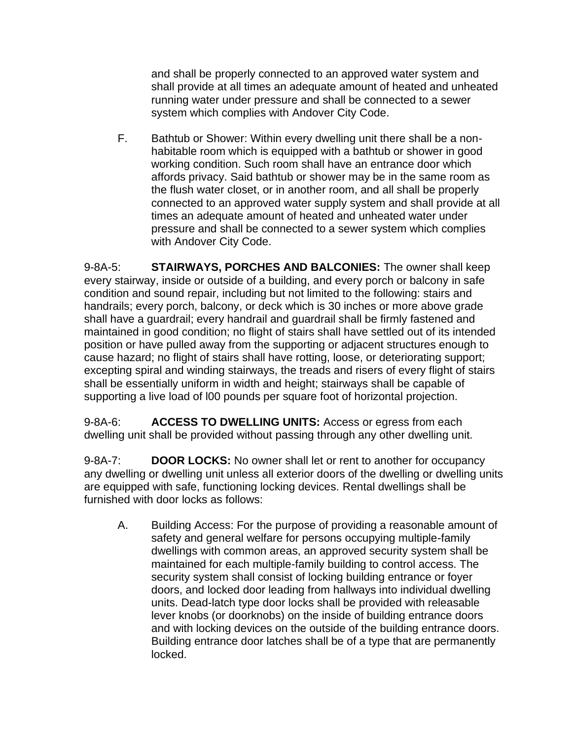and shall be properly connected to an approved water system and shall provide at all times an adequate amount of heated and unheated running water under pressure and shall be connected to a sewer system which complies with Andover City Code.

F. Bathtub or Shower: Within every dwelling unit there shall be a non-habitable room which is equipped with a bathtub or shower in good working condition. Such room shall have an entrance door which affords privacy. Said bathtub or shower may be in the same room as the flush water closet, or in another room, and all shall be properly connected to an approved water supply system and shall provide at all times an adequate amount of heated and unheated water under pressure and shall be connected to a sewer system which complies with Andover City Code.

9-8A-5: **STAIRWAYS, PORCHES AND BALCONIES:** The owner shall keep every stairway, inside or outside of a building, and every porch or balcony in safe condition and sound repair, including but not limited to the following: stairs and handrails; every porch, balcony, or deck which is 30 inches or more above grade shall have a guardrail; every handrail and guardrail shall be firmly fastened and maintained in good condition; no flight of stairs shall have settled out of its intended position or have pulled away from the supporting or adjacent structures enough to cause hazard; no flight of stairs shall have rotting, loose, or deteriorating support; excepting spiral and winding stairways, the treads and risers of every flight of stairs shall be essentially uniform in width and height; stairways shall be capable of supporting a live load of l00 pounds per square foot of horizontal projection.

9-8A-6: **ACCESS TO DWELLING UNITS:** Access or egress from each dwelling unit shall be provided without passing through any other dwelling unit.

9-8A-7: **DOOR LOCKS:** No owner shall let or rent to another for occupancy any dwelling or dwelling unit unless all exterior doors of the dwelling or dwelling units are equipped with safe, functioning locking devices. Rental dwellings shall be furnished with door locks as follows:

A. Building Access: For the purpose of providing a reasonable amount of safety and general welfare for persons occupying multiple-family dwellings with common areas, an approved security system shall be maintained for each multiple-family building to control access. The security system shall consist of locking building entrance or foyer doors, and locked door leading from hallways into individual dwelling units. Dead-latch type door locks shall be provided with releasable lever knobs (or doorknobs) on the inside of building entrance doors and with locking devices on the outside of the building entrance doors. Building entrance door latches shall be of a type that are permanently locked.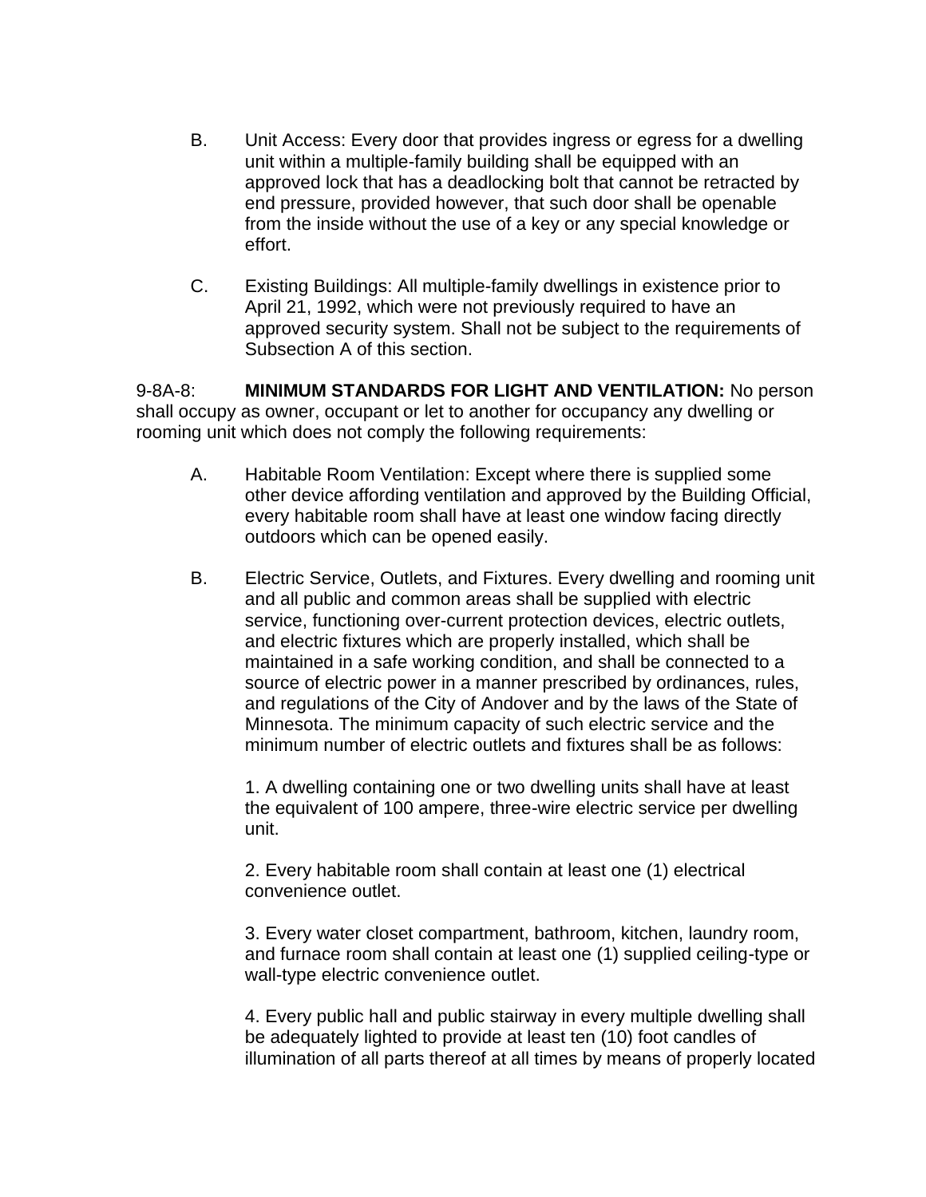B. Unit Access: Every door that provides ingress or egress for a dwelling unit within a multiple-family building shall be equipped with an approved lock that has a deadlocking bolt that cannot be retracted by end pressure, provided however, that such door shall be openable from the inside without the use of a key or any special knowledge or effort.

C. Existing Buildings: All multiple-family dwellings in existence prior to April 21, 1992, which were not previously required to have an approved security system. Shall not be subject to the requirements of Subsection A of this section.

9-8A-8: **MINIMUM STANDARDS FOR LIGHT AND VENTILATION:** No person shall occupy as owner, occupant or let to another for occupancy any dwelling or rooming unit which does not comply the following requirements:

A. Habitable Room Ventilation: Except where there is supplied some other device affording ventilation and approved by the Building Official, every habitable room shall have at least one window facing directly outdoors which can be opened easily.

B. Electric Service, Outlets, and Fixtures. Every dwelling and rooming unit and all public and common areas shall be supplied with electric service, functioning over-current protection devices, electric outlets, and electric fixtures which are properly installed, which shall be maintained in a safe working condition, and shall be connected to a source of electric power in a manner prescribed by ordinances, rules, and regulations of the City of Andover and by the laws of the State of Minnesota. The minimum capacity of such electric service and the minimum number of electric outlets and fixtures shall be as follows:

1. A dwelling containing one or two dwelling units shall have at least the equivalent of 100 ampere, three-wire electric service per dwelling unit.

2. Every habitable room shall contain at least one (1) electrical convenience outlet.

3. Every water closet compartment, bathroom, kitchen, laundry room, and furnace room shall contain at least one (1) supplied ceiling-type or wall-type electric convenience outlet.

4. Every public hall and public stairway in every multiple dwelling shall be adequately lighted to provide at least ten (10) foot candles of illumination of all parts thereof at all times by means of properly located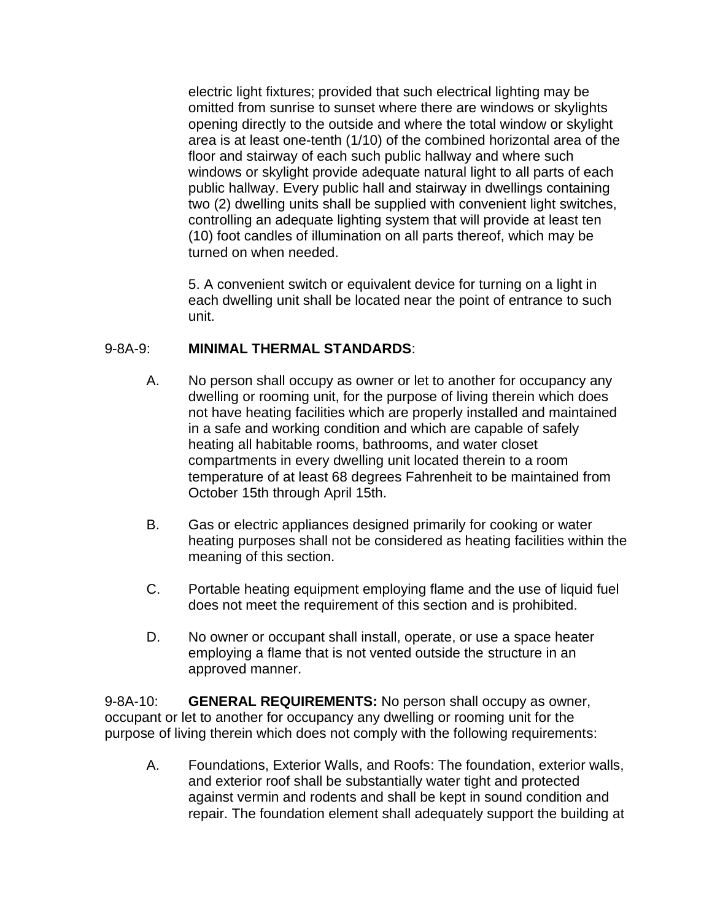electric light fixtures; provided that such electrical lighting may be omitted from sunrise to sunset where there are windows or skylights opening directly to the outside and where the total window or skylight area is at least one-tenth (1/10) of the combined horizontal area of the floor and stairway of each such public hallway and where such windows or skylight provide adequate natural light to all parts of each public hallway. Every public hall and stairway in dwellings containing two (2) dwelling units shall be supplied with convenient light switches, controlling an adequate lighting system that will provide at least ten (10) foot candles of illumination on all parts thereof, which may be turned on when needed.

5. A convenient switch or equivalent device for turning on a light in each dwelling unit shall be located near the point of entrance to such unit.

9-8A-9: **MINIMAL THERMAL STANDARDS**:

A. No person shall occupy as owner or let to another for occupancy any dwelling or rooming unit, for the purpose of living therein which does not have heating facilities which are properly installed and maintained in a safe and working condition and which are capable of safely heating all habitable rooms, bathrooms, and water closet compartments in every dwelling unit located therein to a room temperature of at least 68 degrees Fahrenheit to be maintained from October 15th through April 15th.

B. Gas or electric appliances designed primarily for cooking or water heating purposes shall not be considered as heating facilities within the meaning of this section.

C. Portable heating equipment employing flame and the use of liquid fuel does not meet the requirement of this section and is prohibited.

D. No owner or occupant shall install, operate, or use a space heater employing a flame that is not vented outside the structure in an approved manner.

9-8A-10: **GENERAL REQUIREMENTS:** No person shall occupy as owner, occupant or let to another for occupancy any dwelling or rooming unit for the purpose of living therein which does not comply with the following requirements:

A. Foundations, Exterior Walls, and Roofs: The foundation, exterior walls, and exterior roof shall be substantially water tight and protected against vermin and rodents and shall be kept in sound condition and repair. The foundation element shall adequately support the building at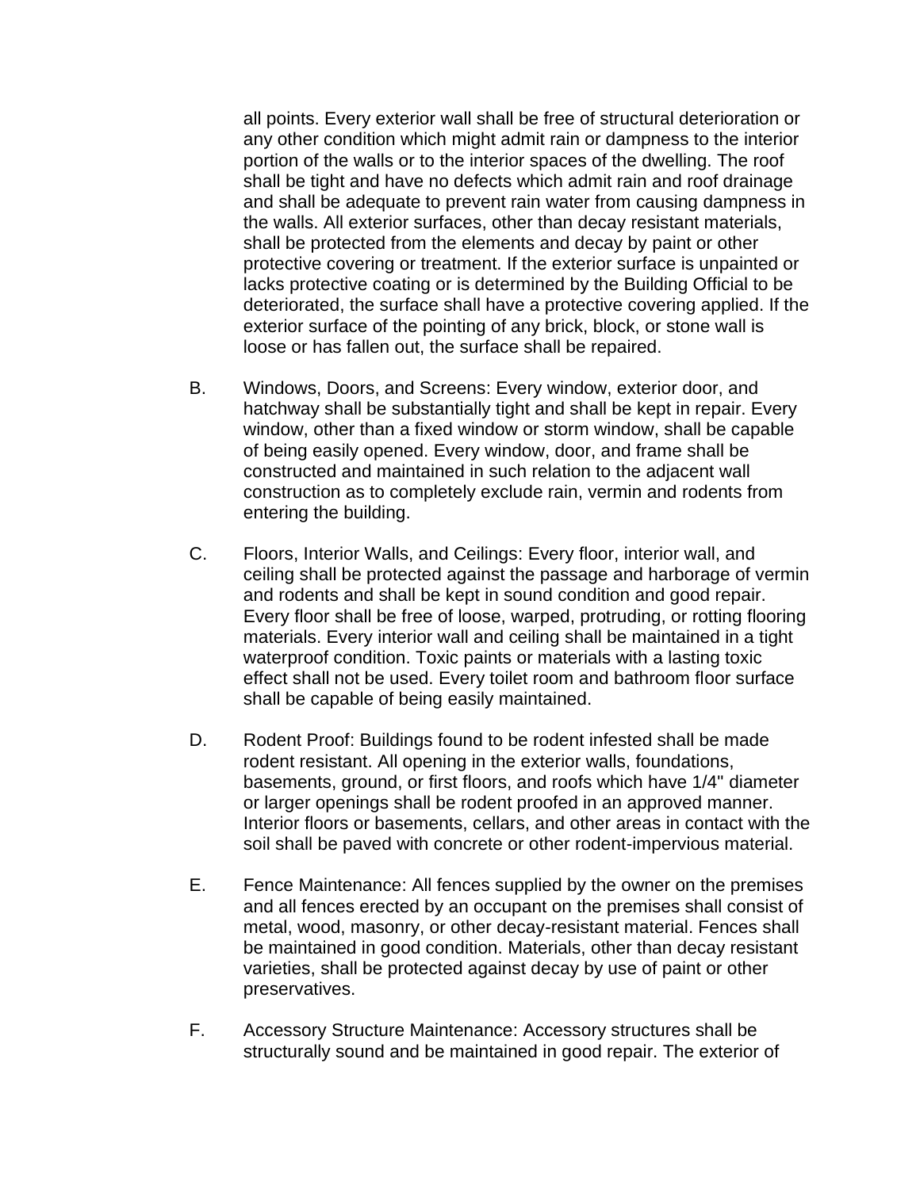all points. Every exterior wall shall be free of structural deterioration or any other condition which might admit rain or dampness to the interior portion of the walls or to the interior spaces of the dwelling. The roof shall be tight and have no defects which admit rain and roof drainage and shall be adequate to prevent rain water from causing dampness in the walls. All exterior surfaces, other than decay resistant materials, shall be protected from the elements and decay by paint or other protective covering or treatment. If the exterior surface is unpainted or lacks protective coating or is determined by the Building Official to be deteriorated, the surface shall have a protective covering applied. If the exterior surface of the pointing of any brick, block, or stone wall is loose or has fallen out, the surface shall be repaired.

B. Windows, Doors, and Screens: Every window, exterior door, and hatchway shall be substantially tight and shall be kept in repair. Every window, other than a fixed window or storm window, shall be capable of being easily opened. Every window, door, and frame shall be constructed and maintained in such relation to the adjacent wall construction as to completely exclude rain, vermin and rodents from entering the building.

C. Floors, Interior Walls, and Ceilings: Every floor, interior wall, and ceiling shall be protected against the passage and harborage of vermin and rodents and shall be kept in sound condition and good repair. Every floor shall be free of loose, warped, protruding, or rotting flooring materials. Every interior wall and ceiling shall be maintained in a tight waterproof condition. Toxic paints or materials with a lasting toxic effect shall not be used. Every toilet room and bathroom floor surface shall be capable of being easily maintained.

D. Rodent Proof: Buildings found to be rodent infested shall be made rodent resistant. All opening in the exterior walls, foundations, basements, ground, or first floors, and roofs which have 1/4" diameter or larger openings shall be rodent proofed in an approved manner. Interior floors or basements, cellars, and other areas in contact with the soil shall be paved with concrete or other rodent-impervious material.

E. Fence Maintenance: All fences supplied by the owner on the premises and all fences erected by an occupant on the premises shall consist of metal, wood, masonry, or other decay-resistant material. Fences shall be maintained in good condition. Materials, other than decay resistant varieties, shall be protected against decay by use of paint or other preservatives.

F. Accessory Structure Maintenance: Accessory structures shall be structurally sound and be maintained in good repair. The exterior of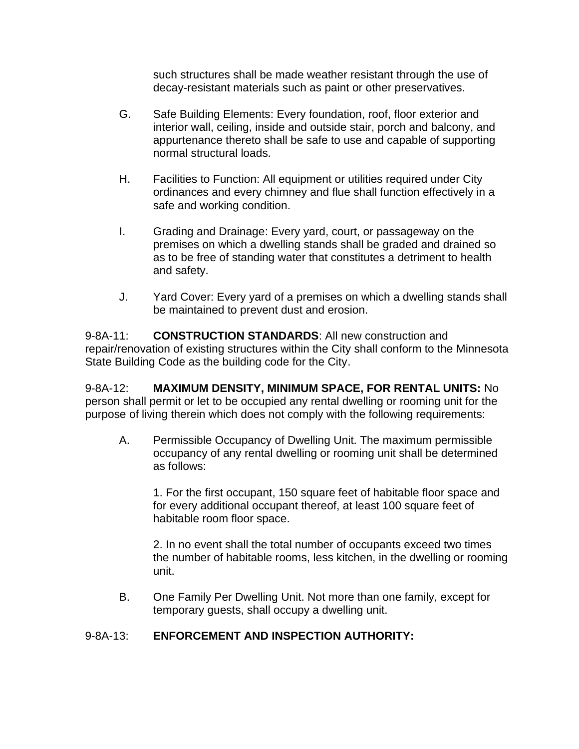such structures shall be made weather resistant through the use of decay-resistant materials such as paint or other preservatives.

G. Safe Building Elements: Every foundation, roof, floor exterior and interior wall, ceiling, inside and outside stair, porch and balcony, and appurtenance thereto shall be safe to use and capable of supporting normal structural loads.

H. Facilities to Function: All equipment or utilities required under City ordinances and every chimney and flue shall function effectively in a safe and working condition.

I. Grading and Drainage: Every yard, court, or passageway on the premises on which a dwelling stands shall be graded and drained so as to be free of standing water that constitutes a detriment to health and safety.

J. Yard Cover: Every yard of a premises on which a dwelling stands shall be maintained to prevent dust and erosion.

9-8A-11: **CONSTRUCTION STANDARDS**: All new construction and repair/renovation of existing structures within the City shall conform to the Minnesota State Building Code as the building code for the City.

9-8A-12: **MAXIMUM DENSITY, MINIMUM SPACE, FOR RENTAL UNITS:** No person shall permit or let to be occupied any rental dwelling or rooming unit for the purpose of living therein which does not comply with the following requirements:

A. Permissible Occupancy of Dwelling Unit. The maximum permissible occupancy of any rental dwelling or rooming unit shall be determined as follows:

1. For the first occupant, 150 square feet of habitable floor space and for every additional occupant thereof, at least 100 square feet of habitable room floor space.

2. In no event shall the total number of occupants exceed two times the number of habitable rooms, less kitchen, in the dwelling or rooming unit.

B. One Family Per Dwelling Unit. Not more than one family, except for temporary guests, shall occupy a dwelling unit.

9-8A-13: **ENFORCEMENT AND INSPECTION AUTHORITY:**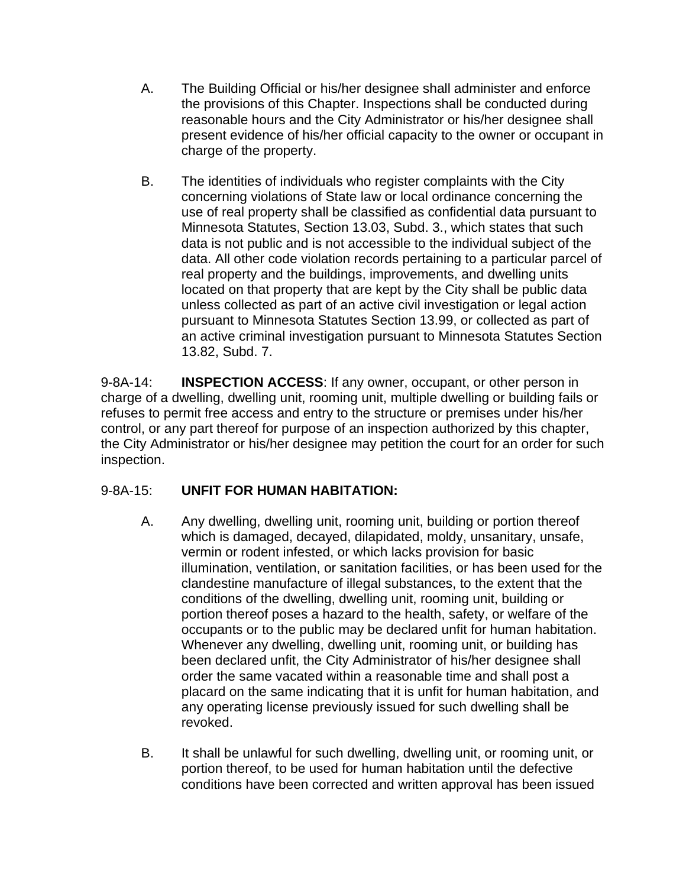A. The Building Official or his/her designee shall administer and enforce the provisions of this Chapter. Inspections shall be conducted during reasonable hours and the City Administrator or his/her designee shall present evidence of his/her official capacity to the owner or occupant in charge of the property.

B. The identities of individuals who register complaints with the City concerning violations of State law or local ordinance concerning the use of real property shall be classified as confidential data pursuant to Minnesota Statutes, Section 13.03, Subd. 3., which states that such data is not public and is not accessible to the individual subject of the data. All other code violation records pertaining to a particular parcel of real property and the buildings, improvements, and dwelling units located on that property that are kept by the City shall be public data unless collected as part of an active civil investigation or legal action pursuant to Minnesota Statutes Section 13.99, or collected as part of an active criminal investigation pursuant to Minnesota Statutes Section 13.82, Subd. 7.

9-8A-14: **INSPECTION ACCESS**: If any owner, occupant, or other person in charge of a dwelling, dwelling unit, rooming unit, multiple dwelling or building fails or refuses to permit free access and entry to the structure or premises under his/her control, or any part thereof for purpose of an inspection authorized by this chapter, the City Administrator or his/her designee may petition the court for an order for such inspection.

9-8A-15: **UNFIT FOR HUMAN HABITATION:**

A. Any dwelling, dwelling unit, rooming unit, building or portion thereof which is damaged, decayed, dilapidated, moldy, unsanitary, unsafe, vermin or rodent infested, or which lacks provision for basic illumination, ventilation, or sanitation facilities, or has been used for the clandestine manufacture of illegal substances, to the extent that the conditions of the dwelling, dwelling unit, rooming unit, building or portion thereof poses a hazard to the health, safety, or welfare of the occupants or to the public may be declared unfit for human habitation. Whenever any dwelling, dwelling unit, rooming unit, or building has been declared unfit, the City Administrator of his/her designee shall order the same vacated within a reasonable time and shall post a placard on the same indicating that it is unfit for human habitation, and any operating license previously issued for such dwelling shall be revoked.

B. It shall be unlawful for such dwelling, dwelling unit, or rooming unit, or portion thereof, to be used for human habitation until the defective conditions have been corrected and written approval has been issued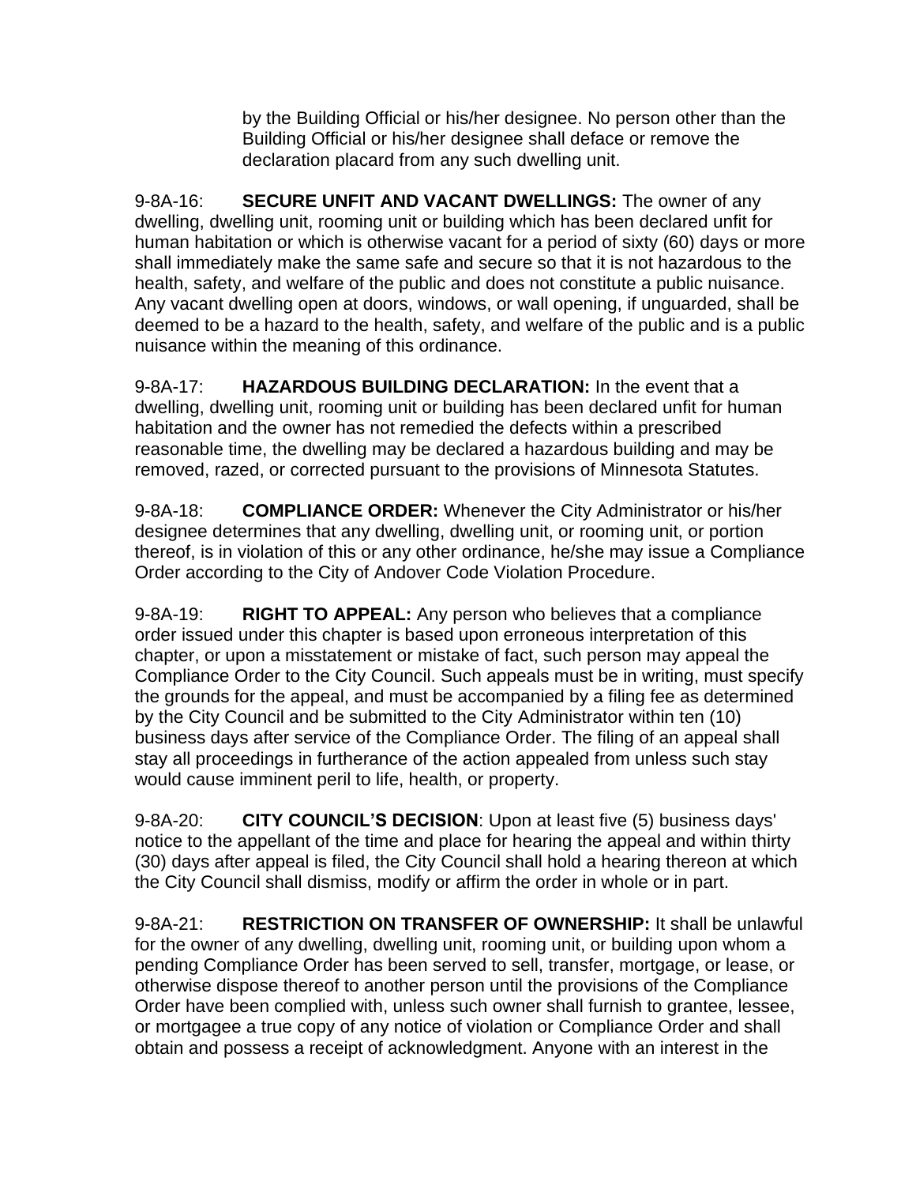by the Building Official or his/her designee. No person other than the Building Official or his/her designee shall deface or remove the declaration placard from any such dwelling unit.

9-8A-16: **SECURE UNFIT AND VACANT DWELLINGS:** The owner of any dwelling, dwelling unit, rooming unit or building which has been declared unfit for human habitation or which is otherwise vacant for a period of sixty (60) days or more shall immediately make the same safe and secure so that it is not hazardous to the health, safety, and welfare of the public and does not constitute a public nuisance. Any vacant dwelling open at doors, windows, or wall opening, if unguarded, shall be deemed to be a hazard to the health, safety, and welfare of the public and is a public nuisance within the meaning of this ordinance.

9-8A-17: **HAZARDOUS BUILDING DECLARATION:** In the event that a dwelling, dwelling unit, rooming unit or building has been declared unfit for human habitation and the owner has not remedied the defects within a prescribed reasonable time, the dwelling may be declared a hazardous building and may be removed, razed, or corrected pursuant to the provisions of Minnesota Statutes.

9-8A-18: **COMPLIANCE ORDER:** Whenever the City Administrator or his/her designee determines that any dwelling, dwelling unit, or rooming unit, or portion thereof, is in violation of this or any other ordinance, he/she may issue a Compliance Order according to the City of Andover Code Violation Procedure.

9-8A-19: **RIGHT TO APPEAL:** Any person who believes that a compliance order issued under this chapter is based upon erroneous interpretation of this chapter, or upon a misstatement or mistake of fact, such person may appeal the Compliance Order to the City Council. Such appeals must be in writing, must specify the grounds for the appeal, and must be accompanied by a filing fee as determined by the City Council and be submitted to the City Administrator within ten (10) business days after service of the Compliance Order. The filing of an appeal shall stay all proceedings in furtherance of the action appealed from unless such stay would cause imminent peril to life, health, or property.

9-8A-20: **CITY COUNCIL'S DECISION**: Upon at least five (5) business days' notice to the appellant of the time and place for hearing the appeal and within thirty (30) days after appeal is filed, the City Council shall hold a hearing thereon at which the City Council shall dismiss, modify or affirm the order in whole or in part.

9-8A-21: **RESTRICTION ON TRANSFER OF OWNERSHIP:** It shall be unlawful for the owner of any dwelling, dwelling unit, rooming unit, or building upon whom a pending Compliance Order has been served to sell, transfer, mortgage, or lease, or otherwise dispose thereof to another person until the provisions of the Compliance Order have been complied with, unless such owner shall furnish to grantee, lessee, or mortgagee a true copy of any notice of violation or Compliance Order and shall obtain and possess a receipt of acknowledgment. Anyone with an interest in the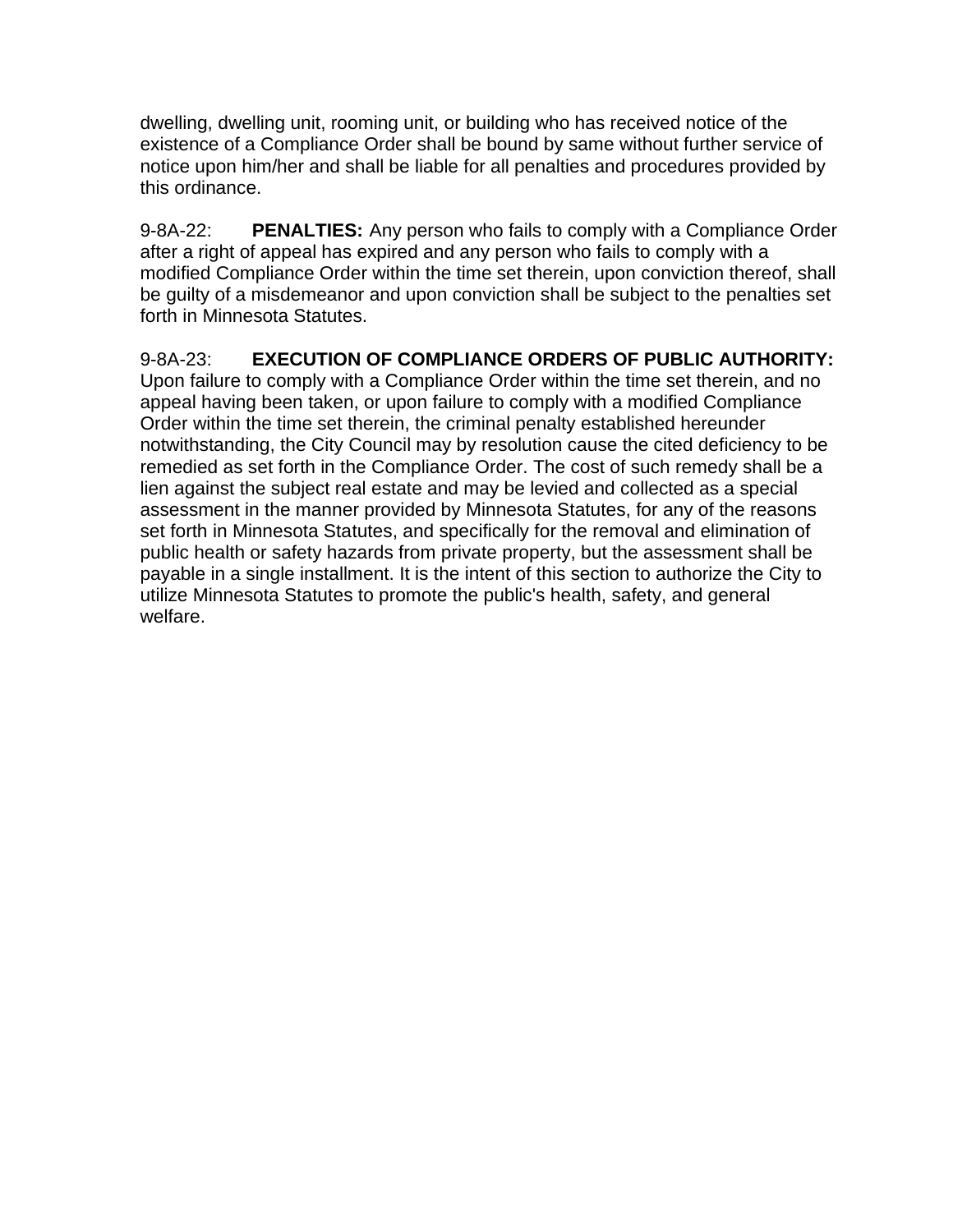dwelling, dwelling unit, rooming unit, or building who has received notice of the existence of a Compliance Order shall be bound by same without further service of notice upon him/her and shall be liable for all penalties and procedures provided by this ordinance.

9-8A-22: **PENALTIES:** Any person who fails to comply with a Compliance Order after a right of appeal has expired and any person who fails to comply with a modified Compliance Order within the time set therein, upon conviction thereof, shall be guilty of a misdemeanor and upon conviction shall be subject to the penalties set forth in Minnesota Statutes.

9-8A-23: **EXECUTION OF COMPLIANCE ORDERS OF PUBLIC AUTHORITY:** Upon failure to comply with a Compliance Order within the time set therein, and no appeal having been taken, or upon failure to comply with a modified Compliance Order within the time set therein, the criminal penalty established hereunder notwithstanding, the City Council may by resolution cause the cited deficiency to be remedied as set forth in the Compliance Order. The cost of such remedy shall be a lien against the subject real estate and may be levied and collected as a special assessment in the manner provided by Minnesota Statutes, for any of the reasons set forth in Minnesota Statutes, and specifically for the removal and elimination of public health or safety hazards from private property, but the assessment shall be payable in a single installment. It is the intent of this section to authorize the City to utilize Minnesota Statutes to promote the public's health, safety, and general welfare.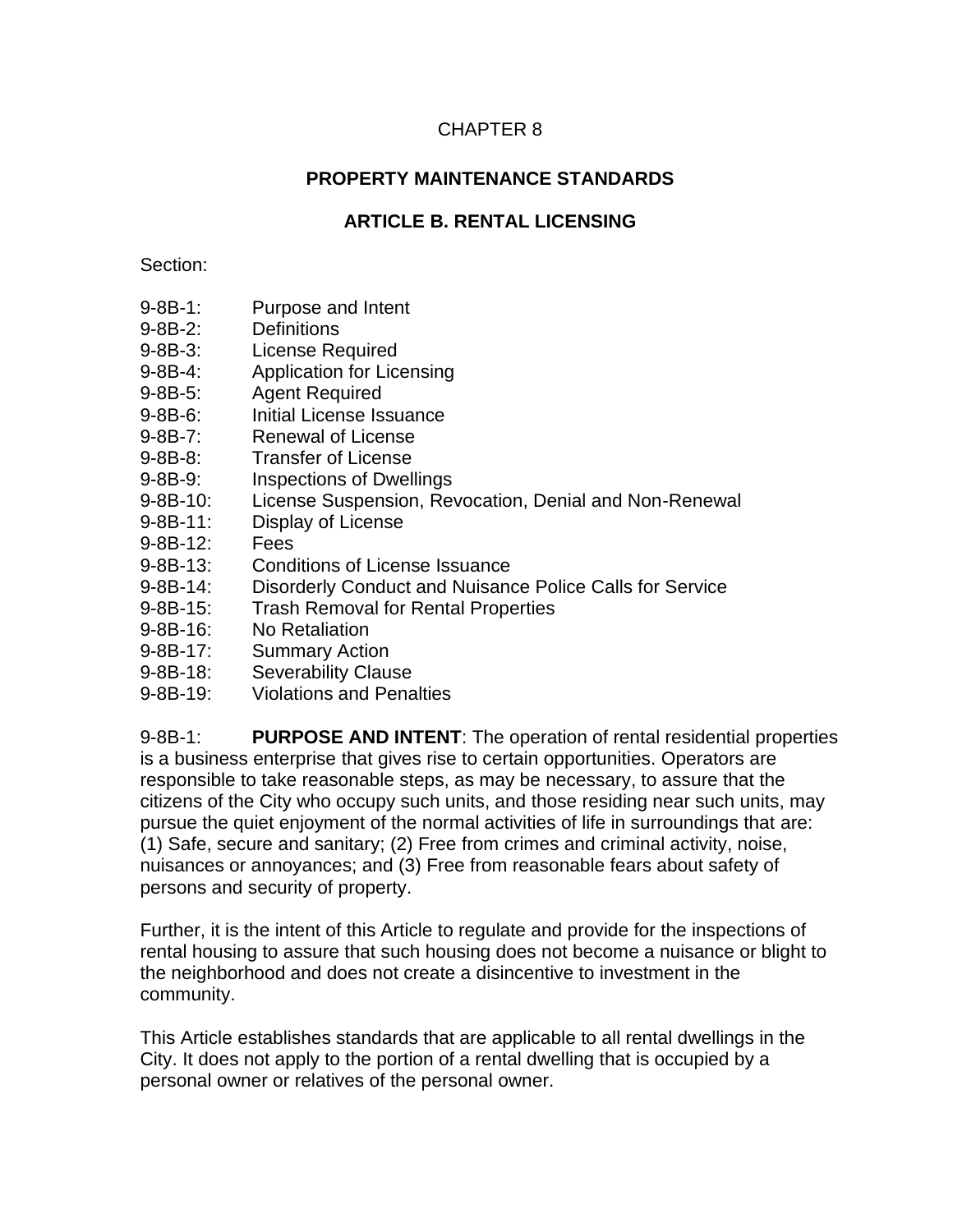# CHAPTER 8

## PROPERTY MAINTENANCE STANDARDS

## ARTICLE B. RENTAL LICENSING

Section:

- 9-8B-1: Purpose and Intent
- 9-8B-2: Definitions
- 9-8B-3: License Required
- 9-8B-4: Application for Licensing
- 9-8B-5: Agent Required
- 9-8B-6: Initial License Issuance
- 9-8B-7: Renewal of License
- 9-8B-8: Transfer of License
- 9-8B-9: Inspections of Dwellings
- 9-8B-10: License Suspension, Revocation, Denial and Non-Renewal
- 9-8B-11: Display of License
- 9-8B-12: Fees
- 9-8B-13: Conditions of License Issuance
- 9-8B-14: Disorderly Conduct and Nuisance Police Calls for Service
- 9-8B-15: Trash Removal for Rental Properties
- 9-8B-16: No Retaliation
- 9-8B-17: Summary Action
- 9-8B-18: Severability Clause
- 9-8B-19: Violations and Penalties

9-8B-1: **PURPOSE AND INTENT**: The operation of rental residential properties is a business enterprise that gives rise to certain opportunities. Operators are responsible to take reasonable steps, as may be necessary, to assure that the citizens of the City who occupy such units, and those residing near such units, may pursue the quiet enjoyment of the normal activities of life in surroundings that are: (1) Safe, secure and sanitary; (2) Free from crimes and criminal activity, noise, nuisances or annoyances; and (3) Free from reasonable fears about safety of persons and security of property.

Further, it is the intent of this Article to regulate and provide for the inspections of rental housing to assure that such housing does not become a nuisance or blight to the neighborhood and does not create a disincentive to investment in the community.

This Article establishes standards that are applicable to all rental dwellings in the City. It does not apply to the portion of a rental dwelling that is occupied by a personal owner or relatives of the personal owner.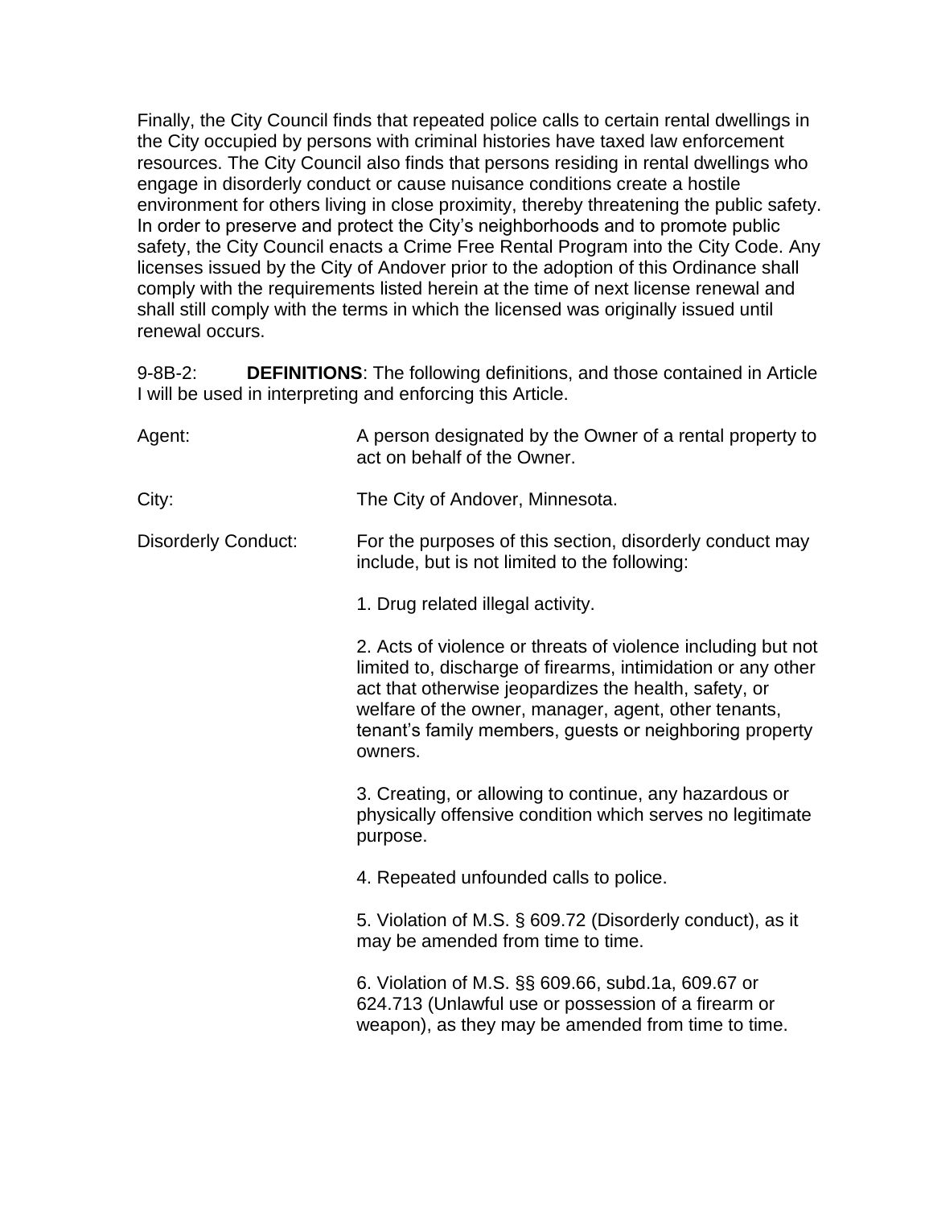Finally, the City Council finds that repeated police calls to certain rental dwellings in the City occupied by persons with criminal histories have taxed law enforcement resources. The City Council also finds that persons residing in rental dwellings who engage in disorderly conduct or cause nuisance conditions create a hostile environment for others living in close proximity, thereby threatening the public safety. In order to preserve and protect the City's neighborhoods and to promote public safety, the City Council enacts a Crime Free Rental Program into the City Code. Any licenses issued by the City of Andover prior to the adoption of this Ordinance shall comply with the requirements listed herein at the time of next license renewal and shall still comply with the terms in which the licensed was originally issued until renewal occurs.

9-8B-2: **DEFINITIONS**: The following definitions, and those contained in Article I will be used in interpreting and enforcing this Article.

Agent: A person designated by the Owner of a rental property to act on behalf of the Owner.

City: The City of Andover, Minnesota.

Disorderly Conduct: For the purposes of this section, disorderly conduct may include, but is not limited to the following:

1. Drug related illegal activity.

2. Acts of violence or threats of violence including but not limited to, discharge of firearms, intimidation or any other act that otherwise jeopardizes the health, safety, or welfare of the owner, manager, agent, other tenants, tenant's family members, guests or neighboring property owners.

3. Creating, or allowing to continue, any hazardous or physically offensive condition which serves no legitimate purpose.

4. Repeated unfounded calls to police.

5. Violation of M.S. § 609.72 (Disorderly conduct), as it may be amended from time to time.

6. Violation of M.S. §§ 609.66, subd.1a, 609.67 or 624.713 (Unlawful use or possession of a firearm or weapon), as they may be amended from time to time.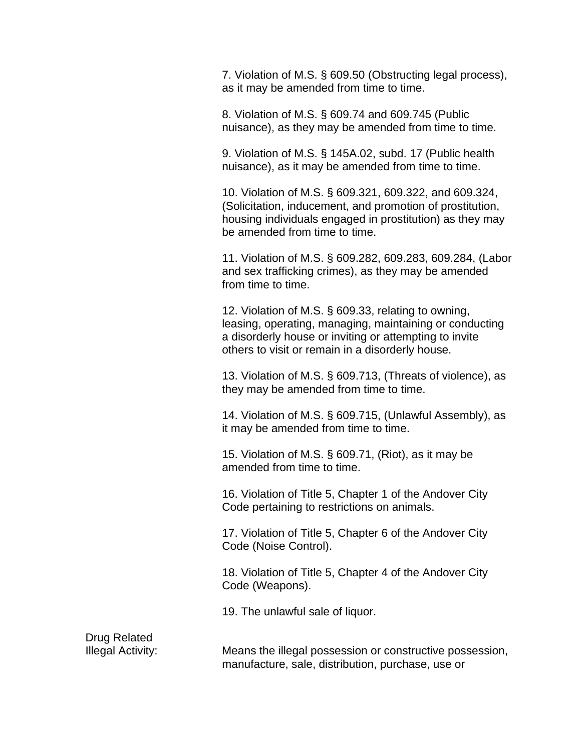7. Violation of M.S. § 609.50 (Obstructing legal process), as it may be amended from time to time.

8. Violation of M.S. § 609.74 and 609.745 (Public nuisance), as they may be amended from time to time.

9. Violation of M.S. § 145A.02, subd. 17 (Public health nuisance), as it may be amended from time to time.

10. Violation of M.S. § 609.321, 609.322, and 609.324, (Solicitation, inducement, and promotion of prostitution, housing individuals engaged in prostitution) as they may be amended from time to time.

11. Violation of M.S. § 609.282, 609.283, 609.284, (Labor and sex trafficking crimes), as they may be amended from time to time.

12. Violation of M.S. § 609.33, relating to owning, leasing, operating, managing, maintaining or conducting a disorderly house or inviting or attempting to invite others to visit or remain in a disorderly house.

13. Violation of M.S. § 609.713, (Threats of violence), as they may be amended from time to time.

14. Violation of M.S. § 609.715, (Unlawful Assembly), as it may be amended from time to time.

15. Violation of M.S. § 609.71, (Riot), as it may be amended from time to time.

16. Violation of Title 5, Chapter 1 of the Andover City Code pertaining to restrictions on animals.

17. Violation of Title 5, Chapter 6 of the Andover City Code (Noise Control).

18. Violation of Title 5, Chapter 4 of the Andover City Code (Weapons).

19. The unlawful sale of liquor.

Drug Related Illegal Activity: Means the illegal possession or constructive possession, manufacture, sale, distribution, purchase, use or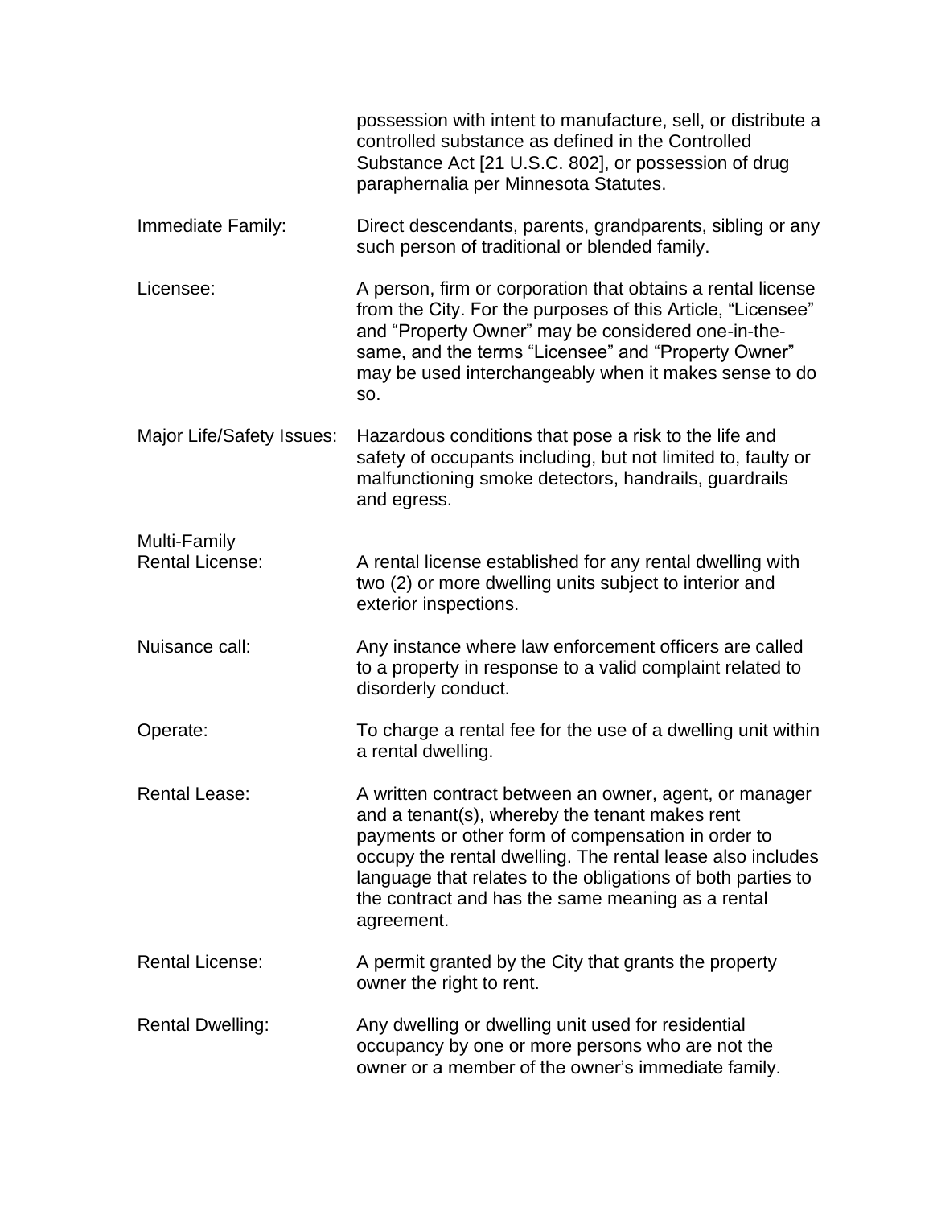possession with intent to manufacture, sell, or distribute a controlled substance as defined in the Controlled Substance Act [21 U.S.C. 802], or possession of drug paraphernalia per Minnesota Statutes.

Immediate Family: Direct descendants, parents, grandparents, sibling or any such person of traditional or blended family.

Licensee: A person, firm or corporation that obtains a rental license from the City. For the purposes of this Article, "Licensee" and "Property Owner" may be considered one-in-the-same, and the terms "Licensee" and "Property Owner" may be used interchangeably when it makes sense to do so.

Major Life/Safety Issues: Hazardous conditions that pose a risk to the life and safety of occupants including, but not limited to, faulty or malfunctioning smoke detectors, handrails, guardrails and egress.

Multi-Family Rental License: A rental license established for any rental dwelling with two (2) or more dwelling units subject to interior and exterior inspections.

Nuisance call: Any instance where law enforcement officers are called to a property in response to a valid complaint related to disorderly conduct.

Operate: To charge a rental fee for the use of a dwelling unit within a rental dwelling.

Rental Lease: A written contract between an owner, agent, or manager and a tenant(s), whereby the tenant makes rent payments or other form of compensation in order to occupy the rental dwelling. The rental lease also includes language that relates to the obligations of both parties to the contract and has the same meaning as a rental agreement.

Rental License: A permit granted by the City that grants the property owner the right to rent.

Rental Dwelling: Any dwelling or dwelling unit used for residential occupancy by one or more persons who are not the owner or a member of the owner's immediate family.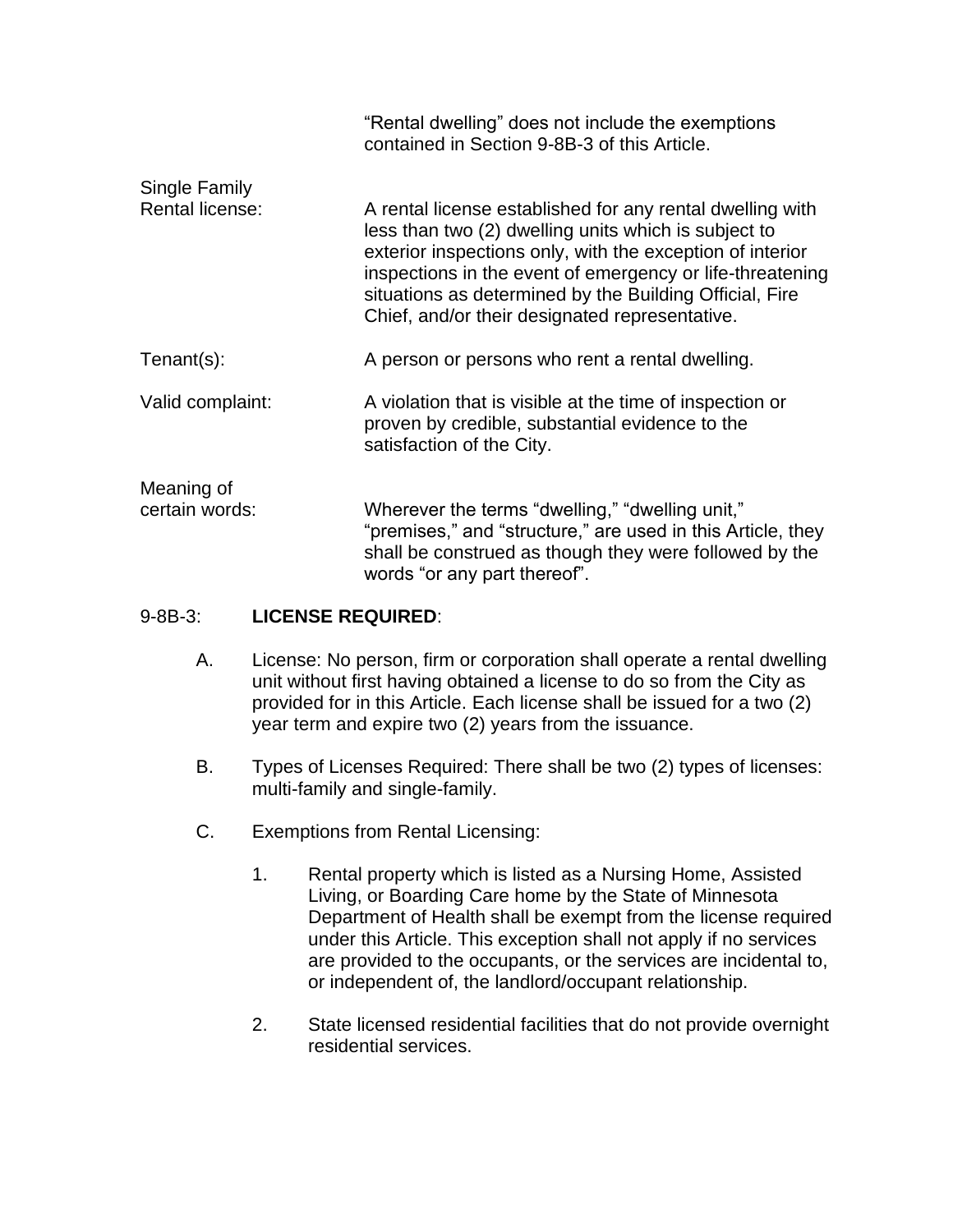"Rental dwelling" does not include the exemptions contained in Section 9-8B-3 of this Article.

Single Family Rental license: A rental license established for any rental dwelling with less than two (2) dwelling units which is subject to exterior inspections only, with the exception of interior inspections in the event of emergency or life-threatening situations as determined by the Building Official, Fire Chief, and/or their designated representative.

Tenant(s): A person or persons who rent a rental dwelling.

Valid complaint: A violation that is visible at the time of inspection or proven by credible, substantial evidence to the satisfaction of the City.

Meaning of certain words: Wherever the terms "dwelling," "dwelling unit," "premises," and "structure," are used in this Article, they shall be construed as though they were followed by the words "or any part thereof".

## 9-8B-3: **LICENSE REQUIRED**:

A. License: No person, firm or corporation shall operate a rental dwelling unit without first having obtained a license to do so from the City as provided for in this Article. Each license shall be issued for a two (2) year term and expire two (2) years from the issuance.

B. Types of Licenses Required: There shall be two (2) types of licenses: multi-family and single-family.

C. Exemptions from Rental Licensing:

1. Rental property which is listed as a Nursing Home, Assisted Living, or Boarding Care home by the State of Minnesota Department of Health shall be exempt from the license required under this Article. This exception shall not apply if no services are provided to the occupants, or the services are incidental to, or independent of, the landlord/occupant relationship.

2. State licensed residential facilities that do not provide overnight residential services.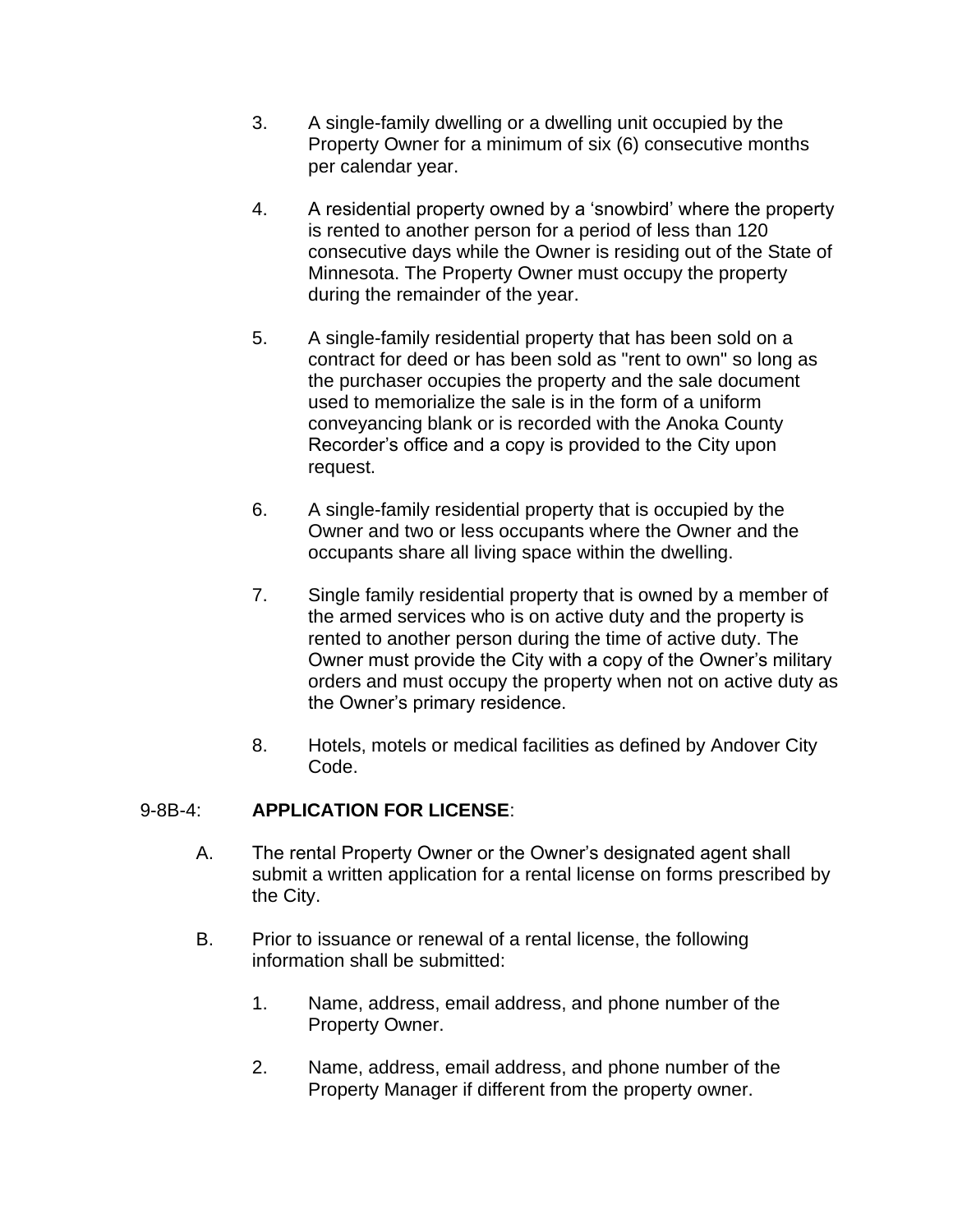3. A single-family dwelling or a dwelling unit occupied by the Property Owner for a minimum of six (6) consecutive months per calendar year.

4. A residential property owned by a 'snowbird' where the property is rented to another person for a period of less than 120 consecutive days while the Owner is residing out of the State of Minnesota. The Property Owner must occupy the property during the remainder of the year.

5. A single-family residential property that has been sold on a contract for deed or has been sold as "rent to own" so long as the purchaser occupies the property and the sale document used to memorialize the sale is in the form of a uniform conveyancing blank or is recorded with the Anoka County Recorder's office and a copy is provided to the City upon request.

6. A single-family residential property that is occupied by the Owner and two or less occupants where the Owner and the occupants share all living space within the dwelling.

7. Single family residential property that is owned by a member of the armed services who is on active duty and the property is rented to another person during the time of active duty. The Owner must provide the City with a copy of the Owner's military orders and must occupy the property when not on active duty as the Owner's primary residence.

8. Hotels, motels or medical facilities as defined by Andover City Code.

9-8B-4: **APPLICATION FOR LICENSE**:

A. The rental Property Owner or the Owner's designated agent shall submit a written application for a rental license on forms prescribed by the City.

B. Prior to issuance or renewal of a rental license, the following information shall be submitted:

1. Name, address, email address, and phone number of the Property Owner.

2. Name, address, email address, and phone number of the Property Manager if different from the property owner.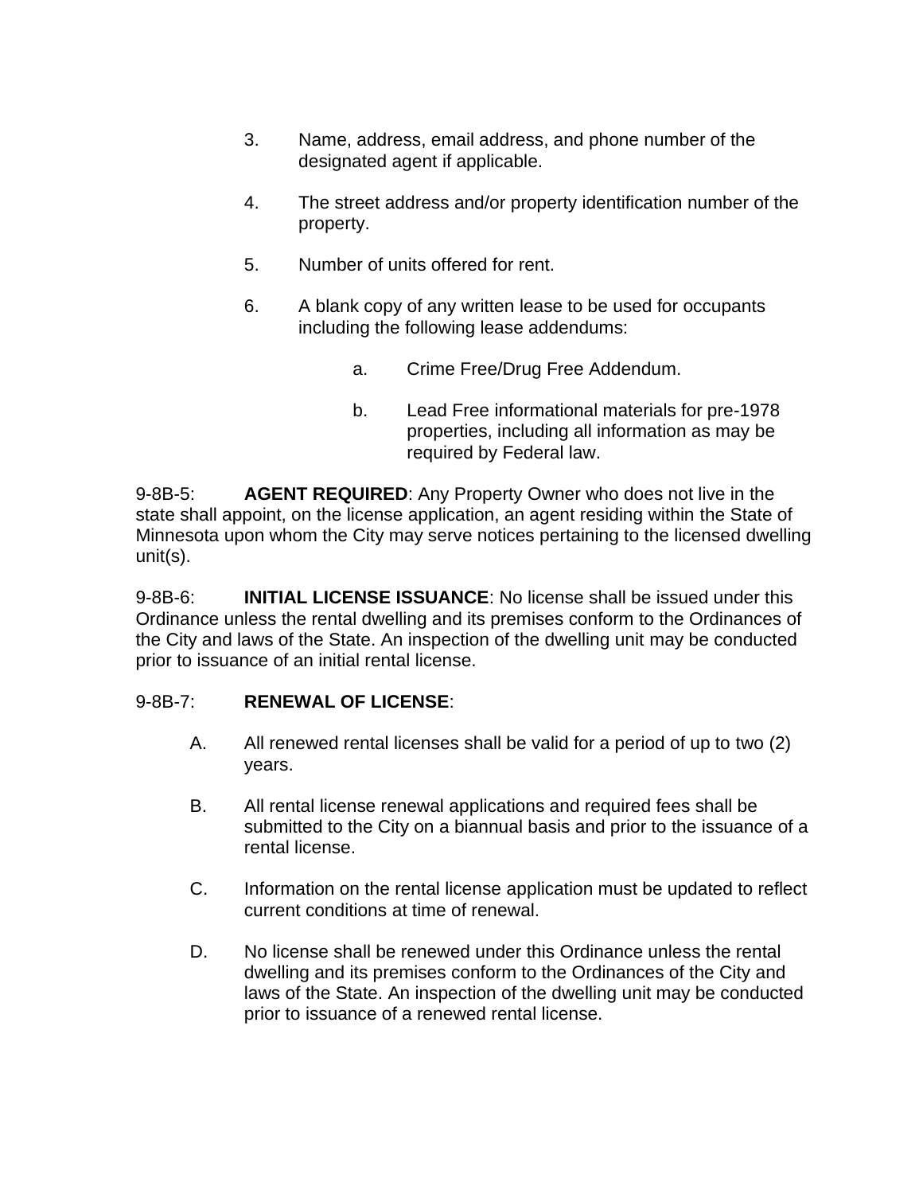3. Name, address, email address, and phone number of the designated agent if applicable.

4. The street address and/or property identification number of the property.

5. Number of units offered for rent.

6. A blank copy of any written lease to be used for occupants including the following lease addendums:

    a. Crime Free/Drug Free Addendum.

    b. Lead Free informational materials for pre-1978 properties, including all information as may be required by Federal law.

9-8B-5: **AGENT REQUIRED**: Any Property Owner who does not live in the state shall appoint, on the license application, an agent residing within the State of Minnesota upon whom the City may serve notices pertaining to the licensed dwelling unit(s).

9-8B-6: **INITIAL LICENSE ISSUANCE**: No license shall be issued under this Ordinance unless the rental dwelling and its premises conform to the Ordinances of the City and laws of the State. An inspection of the dwelling unit may be conducted prior to issuance of an initial rental license.

9-8B-7: **RENEWAL OF LICENSE**:

A. All renewed rental licenses shall be valid for a period of up to two (2) years.

B. All rental license renewal applications and required fees shall be submitted to the City on a biannual basis and prior to the issuance of a rental license.

C. Information on the rental license application must be updated to reflect current conditions at time of renewal.

D. No license shall be renewed under this Ordinance unless the rental dwelling and its premises conform to the Ordinances of the City and laws of the State. An inspection of the dwelling unit may be conducted prior to issuance of a renewed rental license.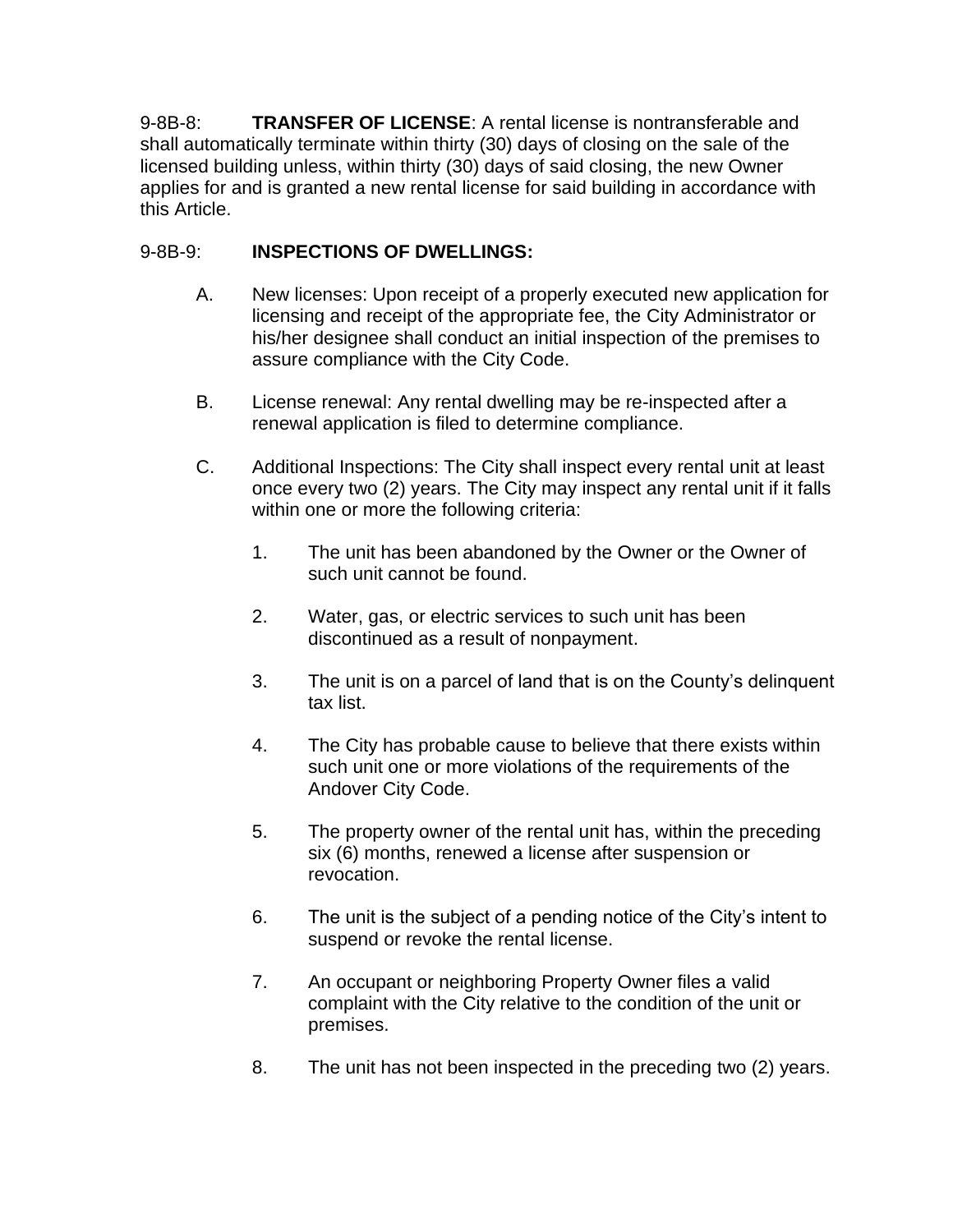9-8B-8: **TRANSFER OF LICENSE**: A rental license is nontransferable and shall automatically terminate within thirty (30) days of closing on the sale of the licensed building unless, within thirty (30) days of said closing, the new Owner applies for and is granted a new rental license for said building in accordance with this Article.

9-8B-9: **INSPECTIONS OF DWELLINGS:**

A. New licenses: Upon receipt of a properly executed new application for licensing and receipt of the appropriate fee, the City Administrator or his/her designee shall conduct an initial inspection of the premises to assure compliance with the City Code.

B. License renewal: Any rental dwelling may be re-inspected after a renewal application is filed to determine compliance.

C. Additional Inspections: The City shall inspect every rental unit at least once every two (2) years. The City may inspect any rental unit if it falls within one or more the following criteria:

1. The unit has been abandoned by the Owner or the Owner of such unit cannot be found.

2. Water, gas, or electric services to such unit has been discontinued as a result of nonpayment.

3. The unit is on a parcel of land that is on the County's delinquent tax list.

4. The City has probable cause to believe that there exists within such unit one or more violations of the requirements of the Andover City Code.

5. The property owner of the rental unit has, within the preceding six (6) months, renewed a license after suspension or revocation.

6. The unit is the subject of a pending notice of the City's intent to suspend or revoke the rental license.

7. An occupant or neighboring Property Owner files a valid complaint with the City relative to the condition of the unit or premises.

8. The unit has not been inspected in the preceding two (2) years.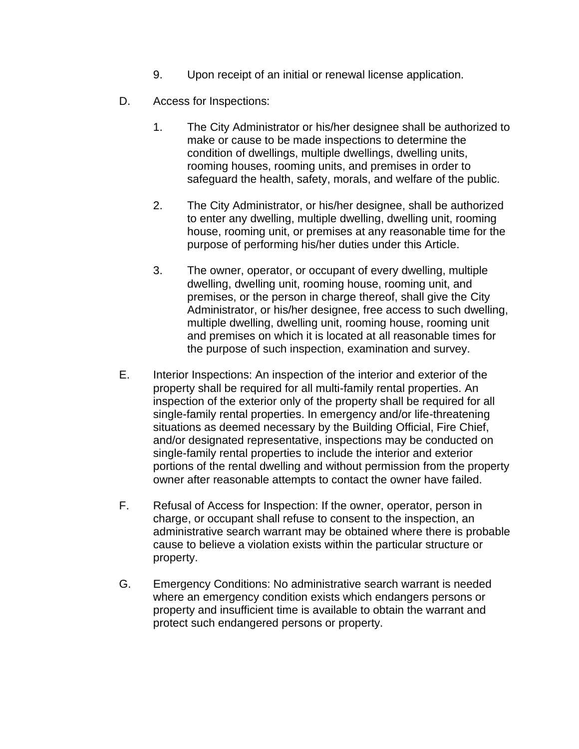9. Upon receipt of an initial or renewal license application.

D. Access for Inspections:

   1. The City Administrator or his/her designee shall be authorized to make or cause to be made inspections to determine the condition of dwellings, multiple dwellings, dwelling units, rooming houses, rooming units, and premises in order to safeguard the health, safety, morals, and welfare of the public.

   2. The City Administrator, or his/her designee, shall be authorized to enter any dwelling, multiple dwelling, dwelling unit, rooming house, rooming unit, or premises at any reasonable time for the purpose of performing his/her duties under this Article.

   3. The owner, operator, or occupant of every dwelling, multiple dwelling, dwelling unit, rooming house, rooming unit, and premises, or the person in charge thereof, shall give the City Administrator, or his/her designee, free access to such dwelling, multiple dwelling, dwelling unit, rooming house, rooming unit and premises on which it is located at all reasonable times for the purpose of such inspection, examination and survey.

E. Interior Inspections: An inspection of the interior and exterior of the property shall be required for all multi-family rental properties. An inspection of the exterior only of the property shall be required for all single-family rental properties. In emergency and/or life-threatening situations as deemed necessary by the Building Official, Fire Chief, and/or designated representative, inspections may be conducted on single-family rental properties to include the interior and exterior portions of the rental dwelling and without permission from the property owner after reasonable attempts to contact the owner have failed.

F. Refusal of Access for Inspection: If the owner, operator, person in charge, or occupant shall refuse to consent to the inspection, an administrative search warrant may be obtained where there is probable cause to believe a violation exists within the particular structure or property.

G. Emergency Conditions: No administrative search warrant is needed where an emergency condition exists which endangers persons or property and insufficient time is available to obtain the warrant and protect such endangered persons or property.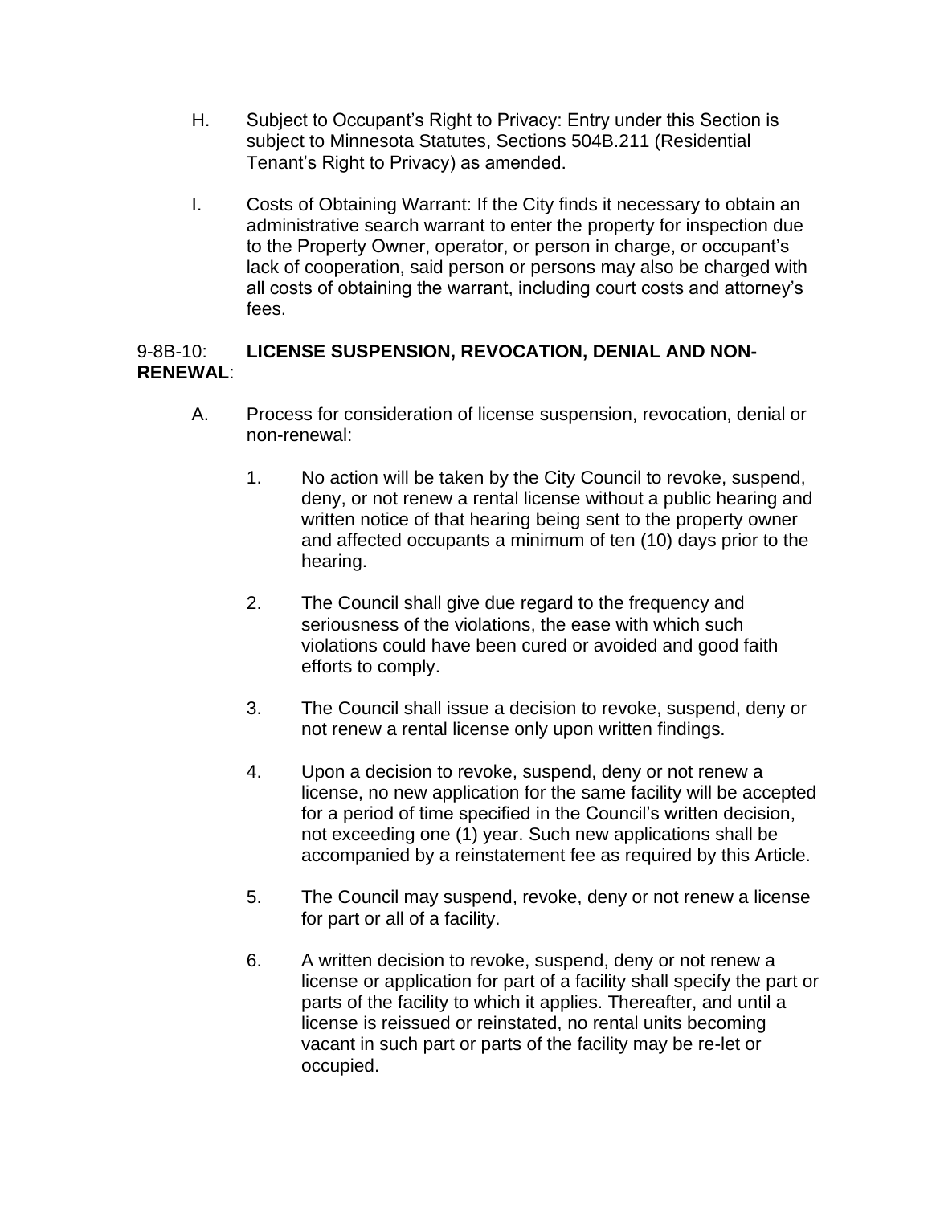H. Subject to Occupant's Right to Privacy: Entry under this Section is subject to Minnesota Statutes, Sections 504B.211 (Residential Tenant's Right to Privacy) as amended.

I. Costs of Obtaining Warrant: If the City finds it necessary to obtain an administrative search warrant to enter the property for inspection due to the Property Owner, operator, or person in charge, or occupant's lack of cooperation, said person or persons may also be charged with all costs of obtaining the warrant, including court costs and attorney's fees.

9-8B-10: **LICENSE SUSPENSION, REVOCATION, DENIAL AND NON-RENEWAL**:

A. Process for consideration of license suspension, revocation, denial or non-renewal:

1. No action will be taken by the City Council to revoke, suspend, deny, or not renew a rental license without a public hearing and written notice of that hearing being sent to the property owner and affected occupants a minimum of ten (10) days prior to the hearing.

2. The Council shall give due regard to the frequency and seriousness of the violations, the ease with which such violations could have been cured or avoided and good faith efforts to comply.

3. The Council shall issue a decision to revoke, suspend, deny or not renew a rental license only upon written findings.

4. Upon a decision to revoke, suspend, deny or not renew a license, no new application for the same facility will be accepted for a period of time specified in the Council's written decision, not exceeding one (1) year. Such new applications shall be accompanied by a reinstatement fee as required by this Article.

5. The Council may suspend, revoke, deny or not renew a license for part or all of a facility.

6. A written decision to revoke, suspend, deny or not renew a license or application for part of a facility shall specify the part or parts of the facility to which it applies. Thereafter, and until a license is reissued or reinstated, no rental units becoming vacant in such part or parts of the facility may be re-let or occupied.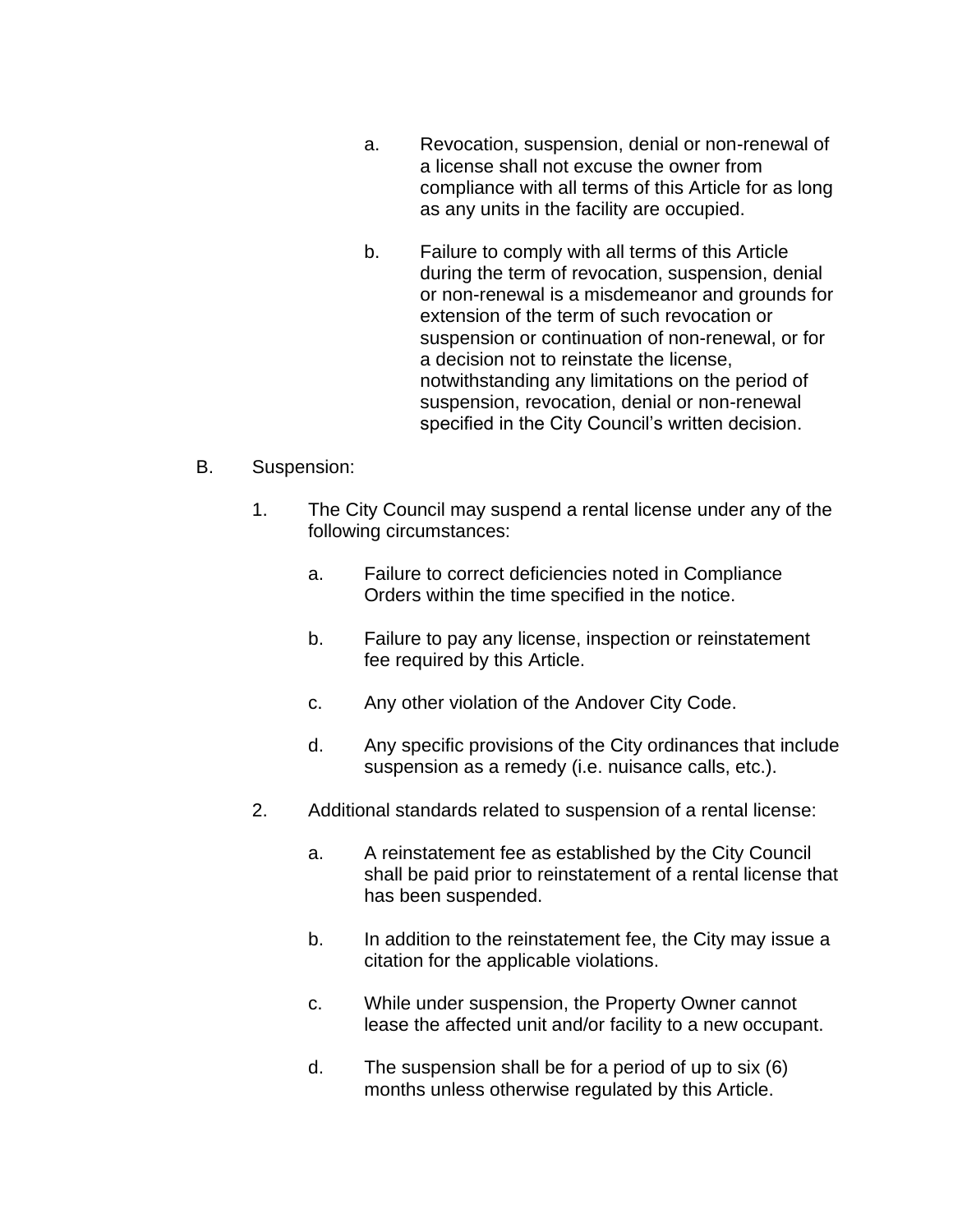a. Revocation, suspension, denial or non-renewal of a license shall not excuse the owner from compliance with all terms of this Article for as long as any units in the facility are occupied.

b. Failure to comply with all terms of this Article during the term of revocation, suspension, denial or non-renewal is a misdemeanor and grounds for extension of the term of such revocation or suspension or continuation of non-renewal, or for a decision not to reinstate the license, notwithstanding any limitations on the period of suspension, revocation, denial or non-renewal specified in the City Council's written decision.

B. Suspension:

1. The City Council may suspend a rental license under any of the following circumstances:

   a. Failure to correct deficiencies noted in Compliance Orders within the time specified in the notice.

   b. Failure to pay any license, inspection or reinstatement fee required by this Article.

   c. Any other violation of the Andover City Code.

   d. Any specific provisions of the City ordinances that include suspension as a remedy (i.e. nuisance calls, etc.).

2. Additional standards related to suspension of a rental license:

   a. A reinstatement fee as established by the City Council shall be paid prior to reinstatement of a rental license that has been suspended.

   b. In addition to the reinstatement fee, the City may issue a citation for the applicable violations.

   c. While under suspension, the Property Owner cannot lease the affected unit and/or facility to a new occupant.

   d. The suspension shall be for a period of up to six (6) months unless otherwise regulated by this Article.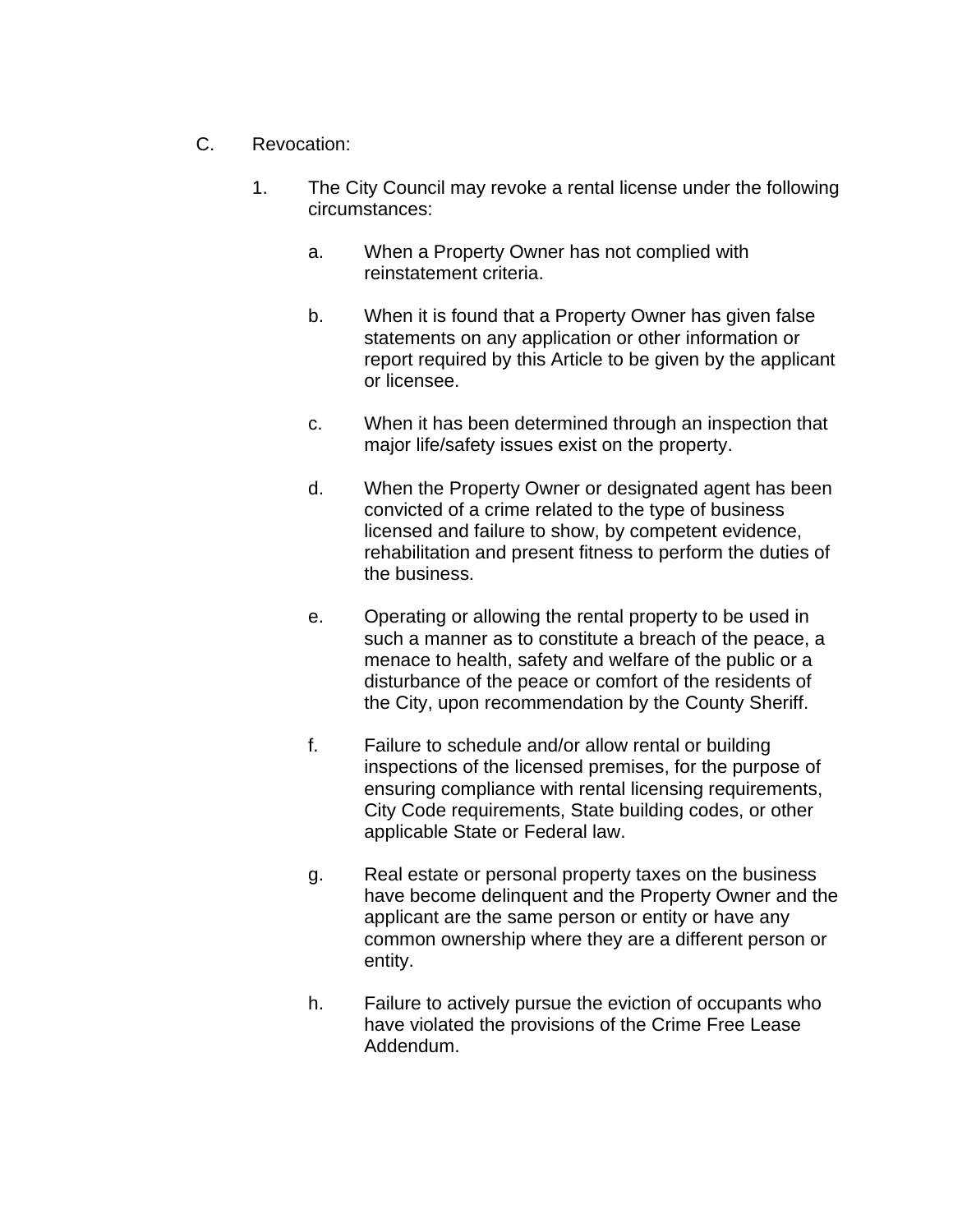C. Revocation:

1. The City Council may revoke a rental license under the following circumstances:

   a. When a Property Owner has not complied with reinstatement criteria.

   b. When it is found that a Property Owner has given false statements on any application or other information or report required by this Article to be given by the applicant or licensee.

   c. When it has been determined through an inspection that major life/safety issues exist on the property.

   d. When the Property Owner or designated agent has been convicted of a crime related to the type of business licensed and failure to show, by competent evidence, rehabilitation and present fitness to perform the duties of the business.

   e. Operating or allowing the rental property to be used in such a manner as to constitute a breach of the peace, a menace to health, safety and welfare of the public or a disturbance of the peace or comfort of the residents of the City, upon recommendation by the County Sheriff.

   f. Failure to schedule and/or allow rental or building inspections of the licensed premises, for the purpose of ensuring compliance with rental licensing requirements, City Code requirements, State building codes, or other applicable State or Federal law.

   g. Real estate or personal property taxes on the business have become delinquent and the Property Owner and the applicant are the same person or entity or have any common ownership where they are a different person or entity.

   h. Failure to actively pursue the eviction of occupants who have violated the provisions of the Crime Free Lease Addendum.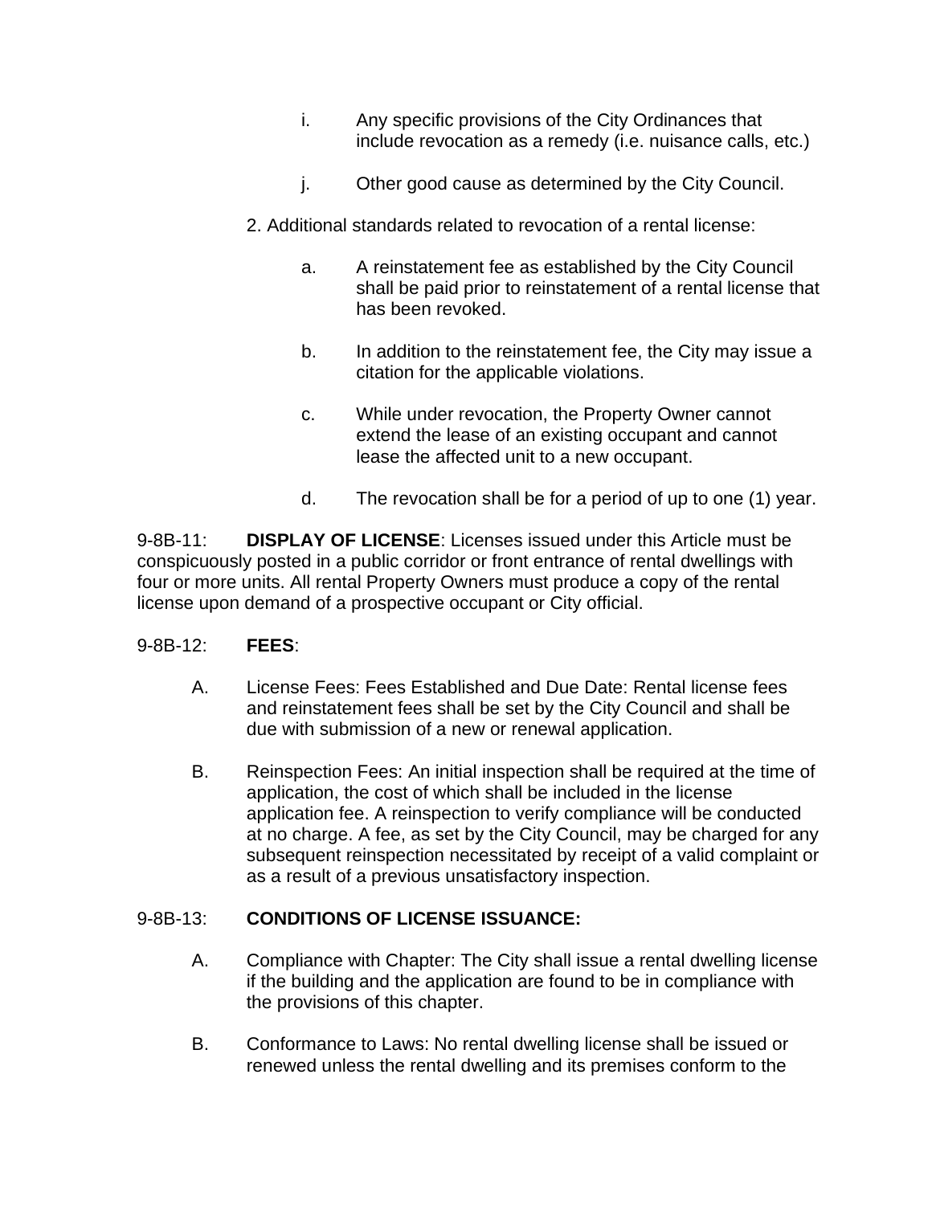i. Any specific provisions of the City Ordinances that include revocation as a remedy (i.e. nuisance calls, etc.)

j. Other good cause as determined by the City Council.

2. Additional standards related to revocation of a rental license:

a. A reinstatement fee as established by the City Council shall be paid prior to reinstatement of a rental license that has been revoked.

b. In addition to the reinstatement fee, the City may issue a citation for the applicable violations.

c. While under revocation, the Property Owner cannot extend the lease of an existing occupant and cannot lease the affected unit to a new occupant.

d. The revocation shall be for a period of up to one (1) year.

9-8B-11: **DISPLAY OF LICENSE**: Licenses issued under this Article must be conspicuously posted in a public corridor or front entrance of rental dwellings with four or more units. All rental Property Owners must produce a copy of the rental license upon demand of a prospective occupant or City official.

9-8B-12: **FEES**:

A. License Fees: Fees Established and Due Date: Rental license fees and reinstatement fees shall be set by the City Council and shall be due with submission of a new or renewal application.

B. Reinspection Fees: An initial inspection shall be required at the time of application, the cost of which shall be included in the license application fee. A reinspection to verify compliance will be conducted at no charge. A fee, as set by the City Council, may be charged for any subsequent reinspection necessitated by receipt of a valid complaint or as a result of a previous unsatisfactory inspection.

9-8B-13: **CONDITIONS OF LICENSE ISSUANCE:**

A. Compliance with Chapter: The City shall issue a rental dwelling license if the building and the application are found to be in compliance with the provisions of this chapter.

B. Conformance to Laws: No rental dwelling license shall be issued or renewed unless the rental dwelling and its premises conform to the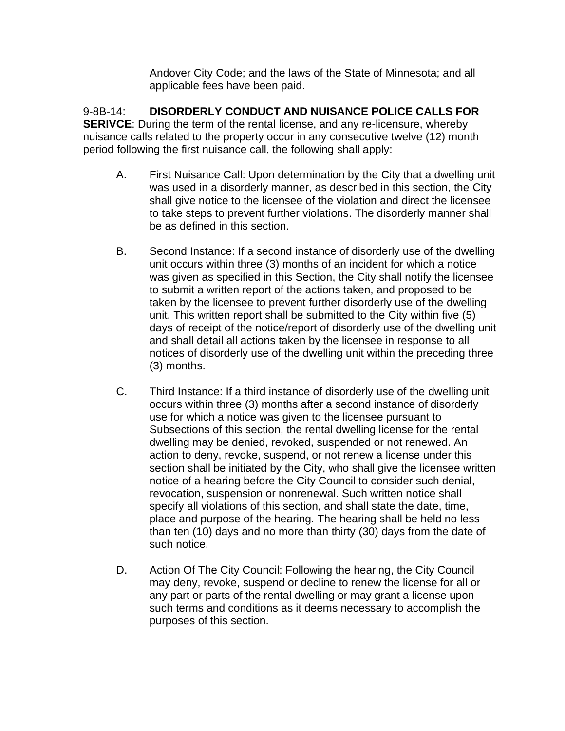Andover City Code; and the laws of the State of Minnesota; and all applicable fees have been paid.

9-8B-14: **DISORDERLY CONDUCT AND NUISANCE POLICE CALLS FOR SERIVCE**: During the term of the rental license, and any re-licensure, whereby nuisance calls related to the property occur in any consecutive twelve (12) month period following the first nuisance call, the following shall apply:

A. First Nuisance Call: Upon determination by the City that a dwelling unit was used in a disorderly manner, as described in this section, the City shall give notice to the licensee of the violation and direct the licensee to take steps to prevent further violations. The disorderly manner shall be as defined in this section.

B. Second Instance: If a second instance of disorderly use of the dwelling unit occurs within three (3) months of an incident for which a notice was given as specified in this Section, the City shall notify the licensee to submit a written report of the actions taken, and proposed to be taken by the licensee to prevent further disorderly use of the dwelling unit. This written report shall be submitted to the City within five (5) days of receipt of the notice/report of disorderly use of the dwelling unit and shall detail all actions taken by the licensee in response to all notices of disorderly use of the dwelling unit within the preceding three (3) months.

C. Third Instance: If a third instance of disorderly use of the dwelling unit occurs within three (3) months after a second instance of disorderly use for which a notice was given to the licensee pursuant to Subsections of this section, the rental dwelling license for the rental dwelling may be denied, revoked, suspended or not renewed. An action to deny, revoke, suspend, or not renew a license under this section shall be initiated by the City, who shall give the licensee written notice of a hearing before the City Council to consider such denial, revocation, suspension or nonrenewal. Such written notice shall specify all violations of this section, and shall state the date, time, place and purpose of the hearing. The hearing shall be held no less than ten (10) days and no more than thirty (30) days from the date of such notice.

D. Action Of The City Council: Following the hearing, the City Council may deny, revoke, suspend or decline to renew the license for all or any part or parts of the rental dwelling or may grant a license upon such terms and conditions as it deems necessary to accomplish the purposes of this section.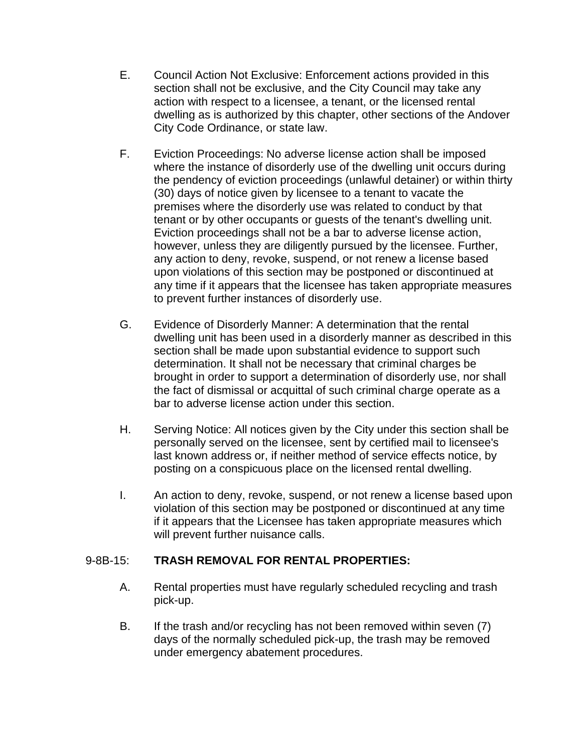E. Council Action Not Exclusive: Enforcement actions provided in this section shall not be exclusive, and the City Council may take any action with respect to a licensee, a tenant, or the licensed rental dwelling as is authorized by this chapter, other sections of the Andover City Code Ordinance, or state law.

F. Eviction Proceedings: No adverse license action shall be imposed where the instance of disorderly use of the dwelling unit occurs during the pendency of eviction proceedings (unlawful detainer) or within thirty (30) days of notice given by licensee to a tenant to vacate the premises where the disorderly use was related to conduct by that tenant or by other occupants or guests of the tenant's dwelling unit. Eviction proceedings shall not be a bar to adverse license action, however, unless they are diligently pursued by the licensee. Further, any action to deny, revoke, suspend, or not renew a license based upon violations of this section may be postponed or discontinued at any time if it appears that the licensee has taken appropriate measures to prevent further instances of disorderly use.

G. Evidence of Disorderly Manner: A determination that the rental dwelling unit has been used in a disorderly manner as described in this section shall be made upon substantial evidence to support such determination. It shall not be necessary that criminal charges be brought in order to support a determination of disorderly use, nor shall the fact of dismissal or acquittal of such criminal charge operate as a bar to adverse license action under this section.

H. Serving Notice: All notices given by the City under this section shall be personally served on the licensee, sent by certified mail to licensee's last known address or, if neither method of service effects notice, by posting on a conspicuous place on the licensed rental dwelling.

I. An action to deny, revoke, suspend, or not renew a license based upon violation of this section may be postponed or discontinued at any time if it appears that the Licensee has taken appropriate measures which will prevent further nuisance calls.

9-8B-15: **TRASH REMOVAL FOR RENTAL PROPERTIES:**

A. Rental properties must have regularly scheduled recycling and trash pick-up.

B. If the trash and/or recycling has not been removed within seven (7) days of the normally scheduled pick-up, the trash may be removed under emergency abatement procedures.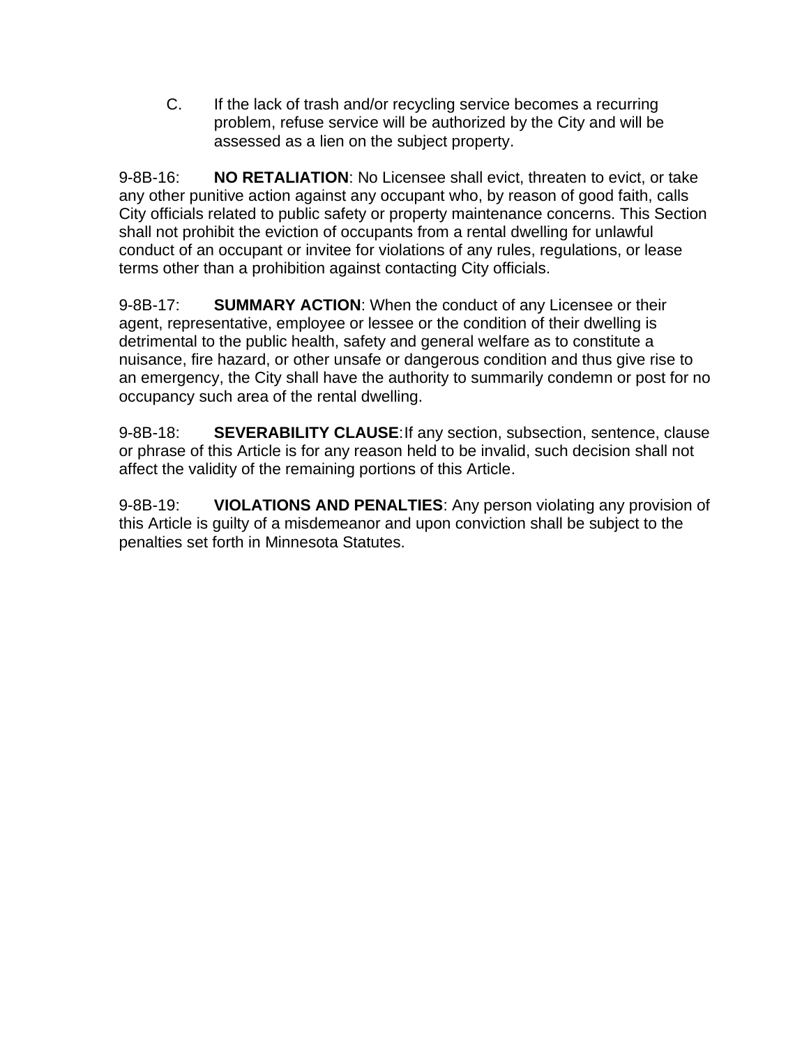C. If the lack of trash and/or recycling service becomes a recurring problem, refuse service will be authorized by the City and will be assessed as a lien on the subject property.

9-8B-16: **NO RETALIATION**: No Licensee shall evict, threaten to evict, or take any other punitive action against any occupant who, by reason of good faith, calls City officials related to public safety or property maintenance concerns. This Section shall not prohibit the eviction of occupants from a rental dwelling for unlawful conduct of an occupant or invitee for violations of any rules, regulations, or lease terms other than a prohibition against contacting City officials.

9-8B-17: **SUMMARY ACTION**: When the conduct of any Licensee or their agent, representative, employee or lessee or the condition of their dwelling is detrimental to the public health, safety and general welfare as to constitute a nuisance, fire hazard, or other unsafe or dangerous condition and thus give rise to an emergency, the City shall have the authority to summarily condemn or post for no occupancy such area of the rental dwelling.

9-8B-18: **SEVERABILITY CLAUSE**:If any section, subsection, sentence, clause or phrase of this Article is for any reason held to be invalid, such decision shall not affect the validity of the remaining portions of this Article.

9-8B-19: **VIOLATIONS AND PENALTIES**: Any person violating any provision of this Article is guilty of a misdemeanor and upon conviction shall be subject to the penalties set forth in Minnesota Statutes.